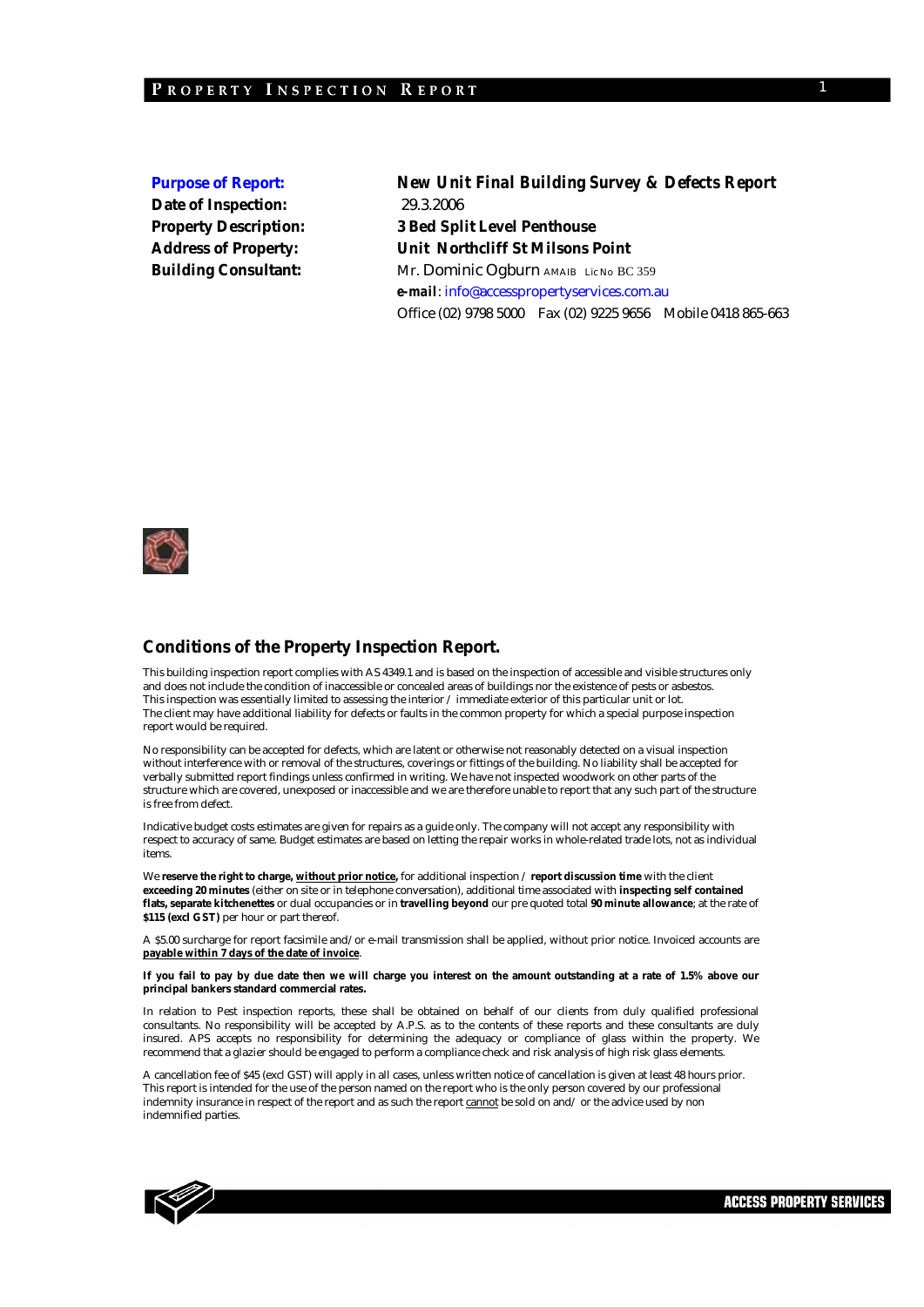**Purpose of Report:** **New Unit Final Building Survey & Defects Report**
**Date of Inspection:** 29.3.2006
**Property Description:** **3 Bed Split Level Penthouse**
**Address of Property:** **Unit Northcliff St Milsons Point**
**Building Consultant:** Mr. Dominic Ogburn AMAIB Lic No BC 359
***e-mail***: info@accesspropertyservices.com.au
Office (02) 9798 5000 Fax (02) 9225 9656 Mobile 0418 865-663

## Conditions of the Property Inspection Report.

This building inspection report complies with AS 4349.1 and is based on the inspection of accessible and visible structures only and does not include the condition of inaccessible or concealed areas of buildings nor the existence of pests or asbestos.
This inspection was essentially limited to assessing the interior / immediate exterior of this particular unit or lot.
The client may have additional liability for defects or faults in the common property for which a special purpose inspection report would be required.

No responsibility can be accepted for defects, which are latent or otherwise not reasonably detected on a visual inspection without interference with or removal of the structures, coverings or fittings of the building. No liability shall be accepted for verbally submitted report findings unless confirmed in writing. We have not inspected woodwork on other parts of the structure which are covered, unexposed or inaccessible and we are therefore unable to report that any such part of the structure is free from defect.

Indicative budget costs estimates are given for repairs as a guide only. The company will not accept any responsibility with respect to accuracy of same. Budget estimates are based on letting the repair works in whole-related trade lots, not as individual items.

We **reserve the right to charge, without prior notice,** for additional inspection / **report discussion time** with the client **exceeding 20 minutes** (either on site or in telephone conversation), additional time associated with **inspecting self contained flats, separate kitchenettes** or dual occupancies or in **travelling beyond** our pre quoted total **90 minute allowance**; at the rate of **$115 (excl GST)** per hour or part thereof.

A $5.00 surcharge for report facsimile and/or e-mail transmission shall be applied, without prior notice. Invoiced accounts are **payable within 7 days of the date of invoice**.

**If you fail to pay by due date then we will charge you interest on the amount outstanding at a rate of 1.5% above our principal bankers standard commercial rates.**

In relation to Pest inspection reports, these shall be obtained on behalf of our clients from duly qualified professional consultants. No responsibility will be accepted by A.P.S. as to the contents of these reports and these consultants are duly insured. APS accepts no responsibility for determining the adequacy or compliance of glass within the property. We recommend that a glazier should be engaged to perform a compliance check and risk analysis of high risk glass elements.

A cancellation fee of $45 (excl GST) will apply in all cases, unless written notice of cancellation is given at least 48 hours prior.
This report is intended for the use of the person named on the report who is the only person covered by our professional indemnity insurance in respect of the report and as such the report cannot be sold on and/ or the advice used by non indemnified parties.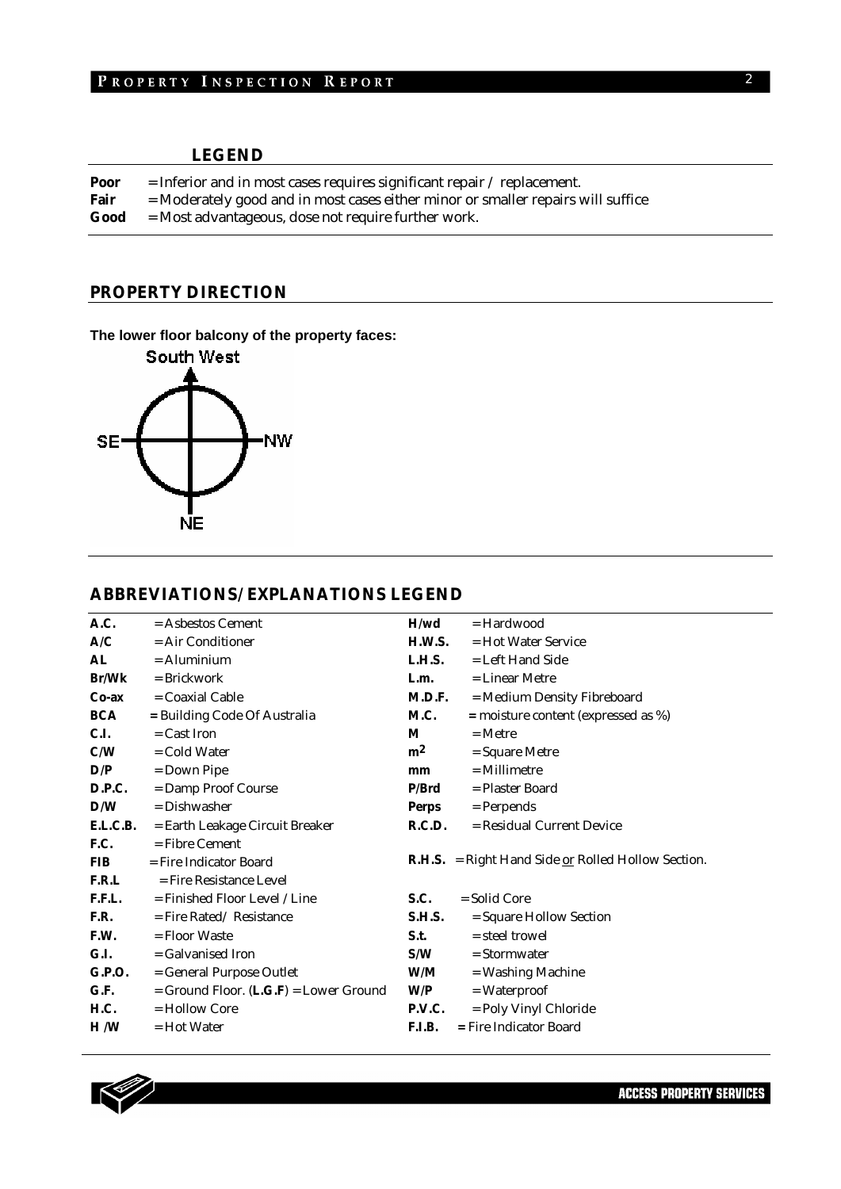## LEGEND

**Poor** = Inferior and in most cases requires significant repair / replacement.
**Fair** = Moderately good and in most cases either minor or smaller repairs will suffice
**Good** = Most advantageous, dose not require further work.

## PROPERTY DIRECTION

**The lower floor balcony of the property faces:**

South West

SE — NW

NE

## ABBREVIATIONS/EXPLANATIONS LEGEND

| | | | |
|---|---|---|---|
| **A.C.** | = Asbestos Cement | **H/wd** | = Hardwood |
| **A/C** | = Air Conditioner | **H.W.S.** | = Hot Water Service |
| **AL** | = Aluminium | **L.H.S.** | = Left Hand Side |
| **Br/Wk** | = Brickwork | **L.m.** | = Linear Metre |
| **Co-ax** | = Coaxial Cable | **M.D.F.** | = Medium Density Fibreboard |
| **BCA** | = Building Code Of Australia | **M.C.** | = moisture content (expressed as %) |
| **C.I.** | = Cast Iron | **M** | = Metre |
| **C/W** | = Cold Water | **$m^2$** | = Square Metre |
| **D/P** | = Down Pipe | **mm** | = Millimetre |
| **D.P.C.** | = Damp Proof Course | **P/Brd** | = Plaster Board |
| **D/W** | = Dishwasher | **Perps** | = Perpends |
| **E.L.C.B.** | = Earth Leakage Circuit Breaker | **R.C.D.** | = Residual Current Device |
| **F.C.** | = Fibre Cement | | |
| **FIB** | = Fire Indicator Board | **R.H.S.** | = Right Hand Side <u>or</u> Rolled Hollow Section. |
| **F.R.L** | = Fire Resistance Level | | |
| **F.F.L.** | = Finished Floor Level / Line | **S.C.** | = Solid Core |
| **F.R.** | = Fire Rated/ Resistance | **S.H.S.** | = Square Hollow Section |
| **F.W.** | = Floor Waste | **S.t.** | = steel trowel |
| **G.I.** | = Galvanised Iron | **S/W** | = Stormwater |
| **G.P.O.** | = General Purpose Outlet | **W/M** | = Washing Machine |
| **G.F.** | = Ground Floor. (**L.G.F**) = Lower Ground | **W/P** | = Waterproof |
| **H.C.** | = Hollow Core | **P.V.C.** | = Poly Vinyl Chloride |
| **H /W** | = Hot Water | **F.I.B.** | = Fire Indicator Board |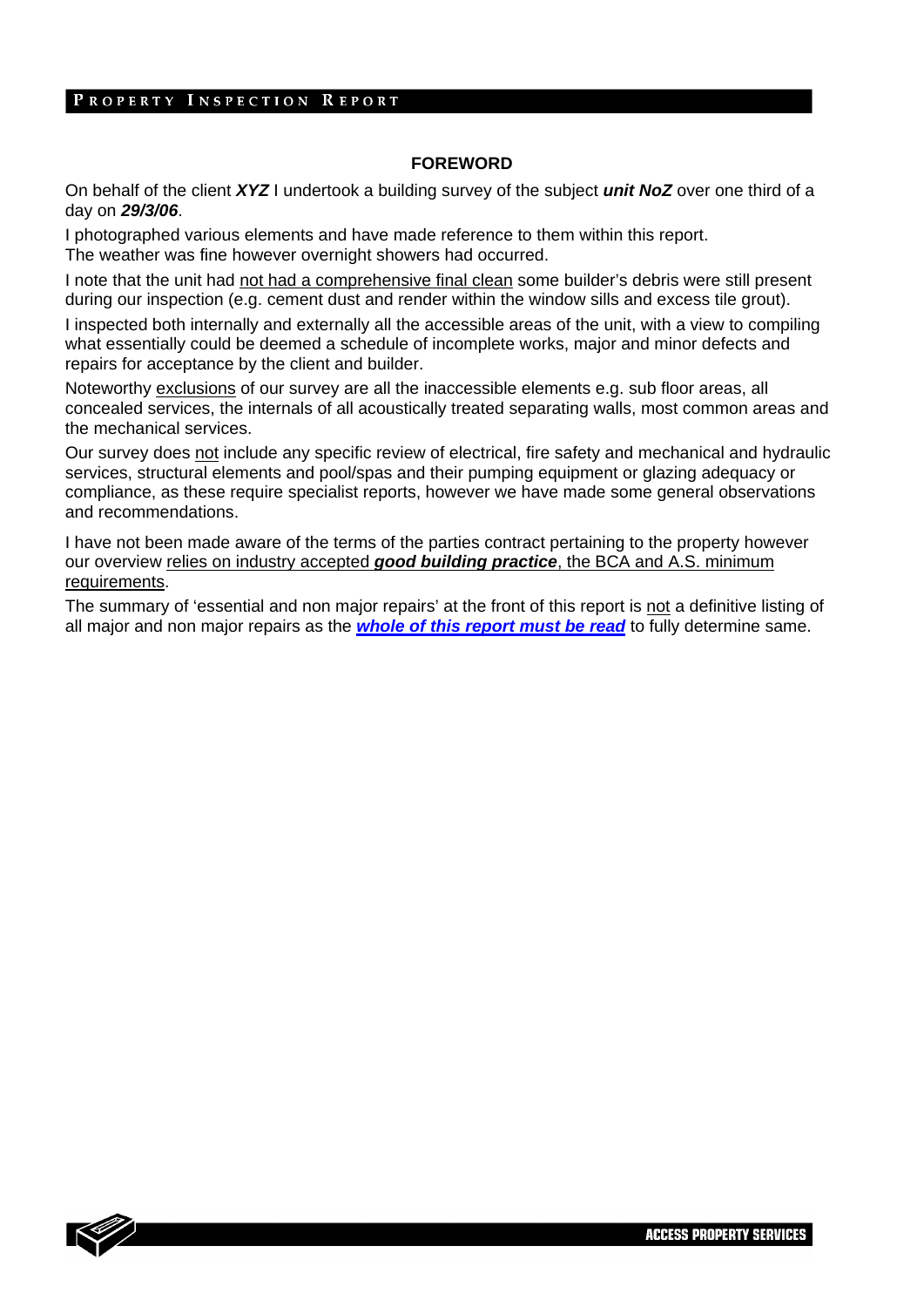## FOREWORD

On behalf of the client ***XYZ*** I undertook a building survey of the subject ***unit NoZ*** over one third of a day on ***29/3/06***.

I photographed various elements and have made reference to them within this report.
The weather was fine however overnight showers had occurred.

I note that the unit had <u>not had a comprehensive final clean</u> some builder's debris were still present during our inspection (e.g. cement dust and render within the window sills and excess tile grout).

I inspected both internally and externally all the accessible areas of the unit, with a view to compiling what essentially could be deemed a schedule of incomplete works, major and minor defects and repairs for acceptance by the client and builder.

Noteworthy <u>exclusions</u> of our survey are all the inaccessible elements e.g. sub floor areas, all concealed services, the internals of all acoustically treated separating walls, most common areas and the mechanical services.

Our survey does <u>not</u> include any specific review of electrical, fire safety and mechanical and hydraulic services, structural elements and pool/spas and their pumping equipment or glazing adequacy or compliance, as these require specialist reports, however we have made some general observations and recommendations.

I have not been made aware of the terms of the parties contract pertaining to the property however our overview <u>relies on industry accepted ***good building practice***, the BCA and A.S. minimum requirements</u>.

The summary of 'essential and non major repairs' at the front of this report is <u>not</u> a definitive listing of all major and non major repairs as the ***<u>whole of this report must be read</u>*** to fully determine same.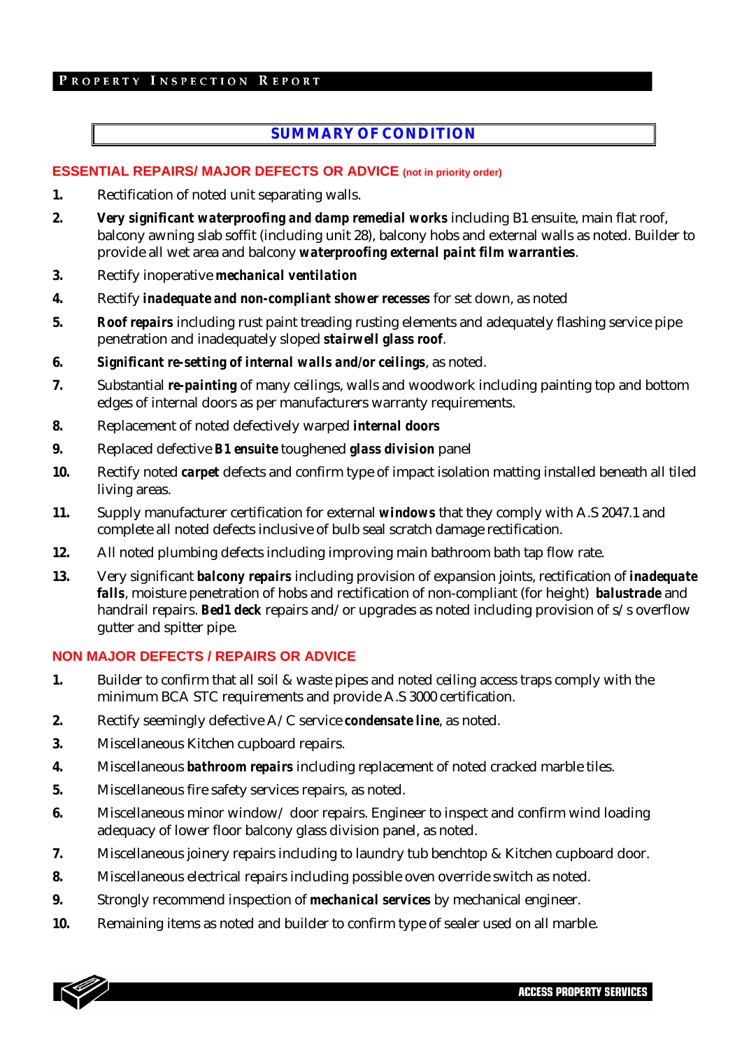## SUMMARY OF CONDITION

### ESSENTIAL REPAIRS/ MAJOR DEFECTS OR ADVICE (not in priority order)

1. Rectification of noted unit separating walls.
2. ***Very significant waterproofing and damp remedial works*** including B1 ensuite, main flat roof, balcony awning slab soffit (including unit 28), balcony hobs and external walls as noted. Builder to provide all wet area and balcony ***waterproofing external paint film warranties***.
3. Rectify inoperative ***mechanical ventilation***
4. Rectify ***inadequate and non-compliant shower recesses*** for set down, as noted
5. **Roof repairs** including rust paint treading rusting elements and adequately flashing service pipe penetration and inadequately sloped **stairwell glass roof**.
6. ***Significant re-setting of internal walls and/or ceilings***, as noted.
7. Substantial **re-painting** of many ceilings, walls and woodwork including painting top and bottom edges of internal doors as per manufacturers warranty requirements.
8. Replacement of noted defectively warped **internal doors**
9. Replaced defective ***B1 ensuite*** toughened ***glass division*** panel
10. Rectify noted ***carpet*** defects and confirm type of impact isolation matting installed beneath all tiled living areas.
11. Supply manufacturer certification for external **windows** that they comply with A.S 2047.1 and complete all noted defects inclusive of bulb seal scratch damage rectification.
12. All noted plumbing defects including improving main bathroom bath tap flow rate.
13. Very significant ***balcony repairs*** including provision of expansion joints, rectification of ***inadequate falls***, moisture penetration of hobs and rectification of non-compliant (for height) ***balustrade*** and handrail repairs. ***Bed1 deck*** repairs and/or upgrades as noted including provision of s/s overflow gutter and spitter pipe.

### NON MAJOR DEFECTS / REPAIRS OR ADVICE

1. Builder to confirm that all soil & waste pipes and noted ceiling access traps comply with the minimum BCA STC requirements and provide A.S 3000 certification.
2. Rectify seemingly defective A/C service **condensate line**, as noted.
3. Miscellaneous Kitchen cupboard repairs.
4. Miscellaneous ***bathroom repairs*** including replacement of noted cracked marble tiles.
5. Miscellaneous fire safety services repairs, as noted.
6. Miscellaneous minor window/ door repairs. Engineer to inspect and confirm wind loading adequacy of lower floor balcony glass division panel, as noted.
7. Miscellaneous joinery repairs including to laundry tub benchtop & Kitchen cupboard door.
8. Miscellaneous electrical repairs including possible oven override switch as noted.
9. Strongly recommend inspection of ***mechanical services*** by mechanical engineer.
10. Remaining items as noted and builder to confirm type of sealer used on all marble.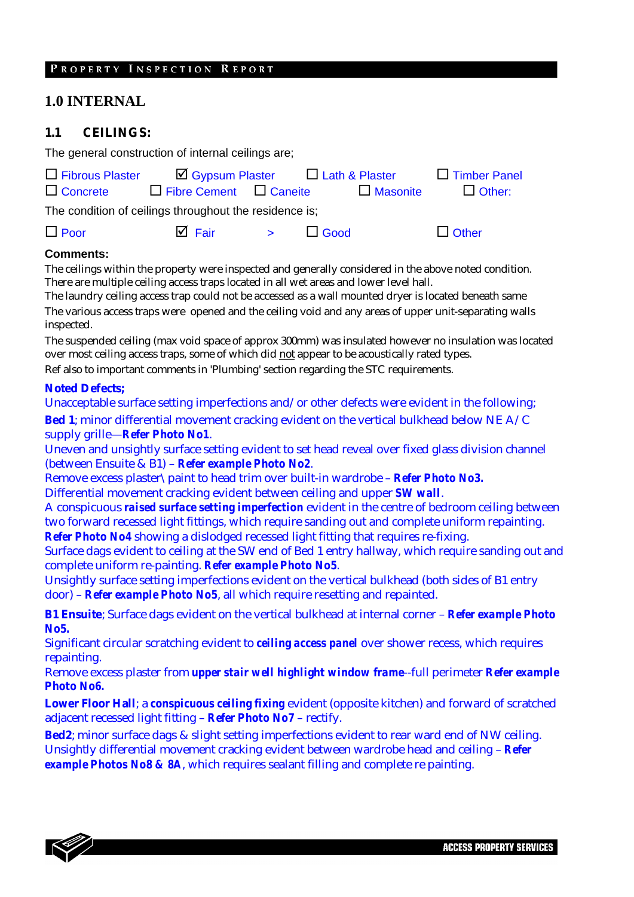# 1.0 INTERNAL

## 1.1 CEILINGS:

The general construction of internal ceilings are;

☐ Fibrous Plaster ☑ Gypsum Plaster ☐ Lath & Plaster ☐ Timber Panel
☐ Concrete ☐ Fibre Cement ☐ Caneite ☐ Masonite ☐ Other:

The condition of ceilings throughout the residence is;

☐ Poor ☑ Fair > ☐ Good ☐ Other

**Comments:**

The ceilings within the property were inspected and generally considered in the above noted condition. There are multiple ceiling access traps located in all wet areas and lower level hall.
The laundry ceiling access trap could not be accessed as a wall mounted dryer is located beneath same

The various access traps were opened and the ceiling void and any areas of upper unit-separating walls inspected.

The suspended ceiling (max void space of approx 300mm) was insulated however no insulation was located over most ceiling access traps, some of which did not appear to be acoustically rated types.

Ref also to important comments in 'Plumbing' section regarding the STC requirements.

**Noted Defects;**

Unacceptable surface setting imperfections and/ or other defects were evident in the following;

**Bed 1**; minor differential movement cracking evident on the vertical bulkhead below NE A/C supply grille—**Refer Photo No1**.
Uneven and unsightly surface setting evident to set head reveal over fixed glass division channel (between Ensuite & B1) – **Refer example Photo No2**.
Remove excess plaster\ paint to head trim over built-in wardrobe – **Refer Photo No3.**
Differential movement cracking evident between ceiling and upper **SW wall**.
A conspicuous **raised surface setting imperfection** evident in the centre of bedroom ceiling between two forward recessed light fittings, which require sanding out and complete uniform repainting.
**Refer Photo No4** showing a dislodged recessed light fitting that requires re-fixing.
Surface dags evident to ceiling at the SW end of Bed 1 entry hallway, which require sanding out and complete uniform re-painting. **Refer example Photo No5**.
Unsightly surface setting imperfections evident on the vertical bulkhead (both sides of B1 entry door) – **Refer example Photo No5**, all which require resetting and repainted.

**B1 Ensuite**; Surface dags evident on the vertical bulkhead at internal corner – **Refer example Photo No5.**
Significant circular scratching evident to **ceiling access panel** over shower recess, which requires repainting.
Remove excess plaster from **upper stair well highlight window frame**--full perimeter **Refer example Photo No6.**

**Lower Floor Hall**; a **conspicuous ceiling fixing** evident (opposite kitchen) and forward of scratched adjacent recessed light fitting – **Refer Photo No7** – rectify.

**Bed2**; minor surface dags & slight setting imperfections evident to rear ward end of NW ceiling.
Unsightly differential movement cracking evident between wardrobe head and ceiling – **Refer example Photos No8 & 8A**, which requires sealant filling and complete re painting.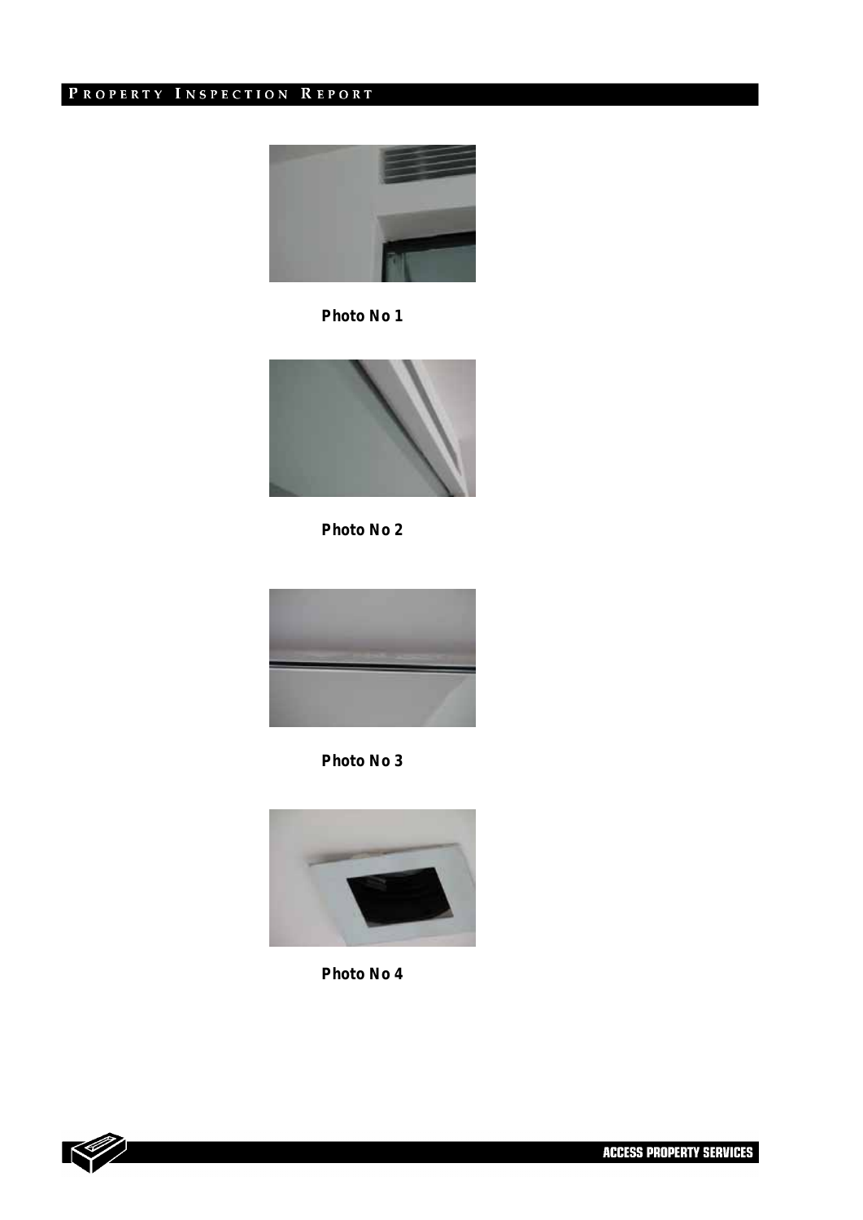Photo No 1

Photo No 2

Photo No 3

Photo No 4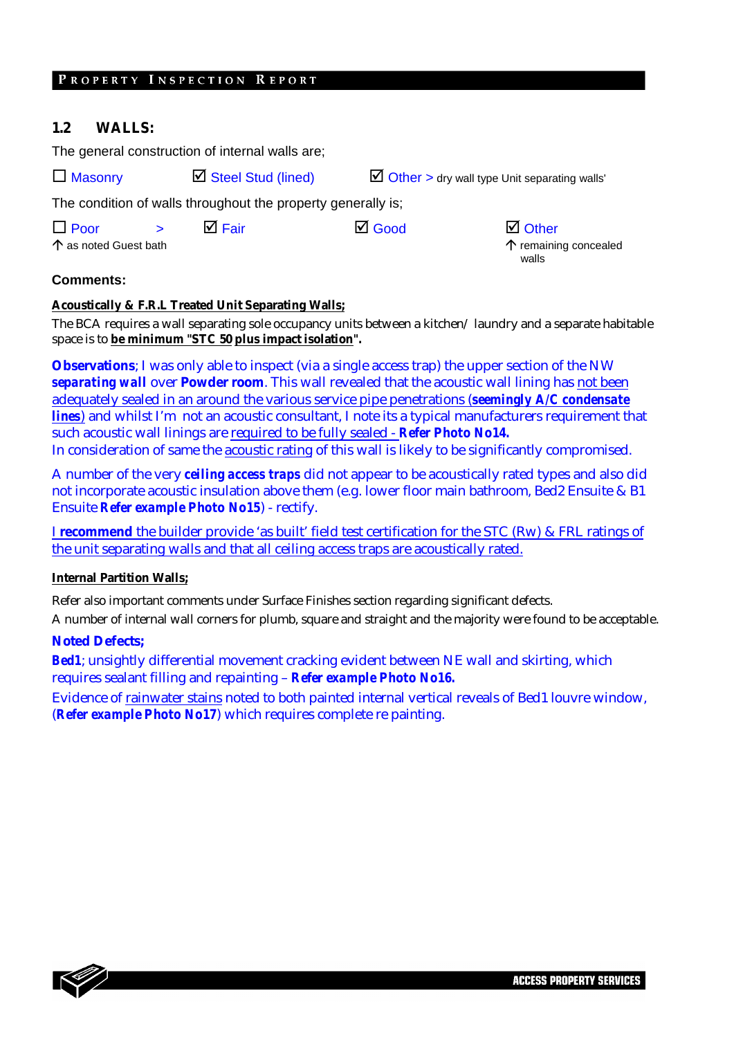## 1.2 WALLS:

The general construction of internal walls are;

☐ Masonry ☑ Steel Stud (lined) ☑ Other > dry wall type Unit separating walls'

The condition of walls throughout the property generally is;

☐ Poor > ☑ Fair ☑ Good ☑ Other
↑ as noted Guest bath ↑ remaining concealed walls

**Comments:**

**Acoustically & F.R.L Treated Unit Separating Walls;**

The BCA requires a wall separating sole occupancy units between a kitchen/ laundry and a separate habitable space is to **be minimum "STC 50 plus impact isolation".**

**Observations**; I was only able to inspect (via a single access trap) the upper section of the NW ***separating wall*** over **Powder room**. This wall revealed that the acoustic wall lining has not been adequately sealed in an around the various service pipe penetrations (***seemingly A/C condensate lines***) and whilst I'm not an acoustic consultant, I note its a typical manufacturers requirement that such acoustic wall linings are required to be fully sealed - **Refer Photo No14.**
In consideration of same the acoustic rating of this wall is likely to be significantly compromised.

A number of the very ***ceiling access traps*** did not appear to be acoustically rated types and also did not incorporate acoustic insulation above them (e.g. lower floor main bathroom, Bed2 Ensuite & B1 Ensuite ***Refer example Photo No15***) - rectify.

I **recommend** the builder provide 'as built' field test certification for the STC (Rw) & FRL ratings of the unit separating walls and that all ceiling access traps are acoustically rated.

**Internal Partition Walls;**

Refer also important comments under Surface Finishes section regarding significant defects.
A number of internal wall corners for plumb, square and straight and the majority were found to be acceptable.

**Noted Defects;**

**Bed1**; unsightly differential movement cracking evident between NE wall and skirting, which requires sealant filling and repainting – ***Refer example Photo No16.***

Evidence of rainwater stains noted to both painted internal vertical reveals of Bed1 louvre window, (***Refer example Photo No17***) which requires complete re painting.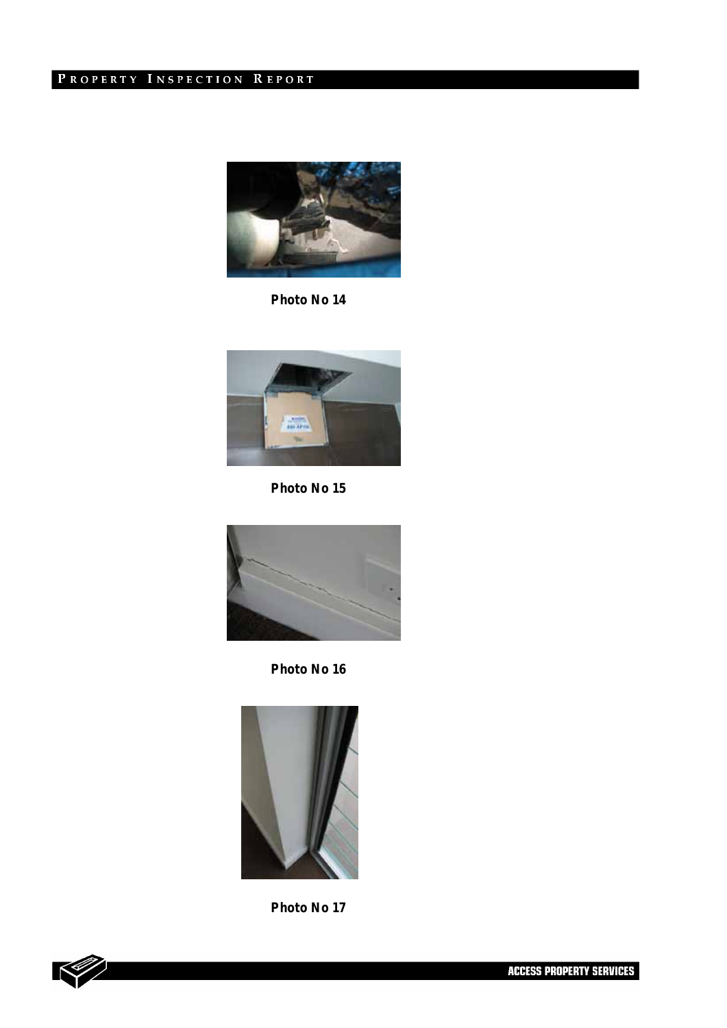Photo No 14

Photo No 15

Photo No 16

Photo No 17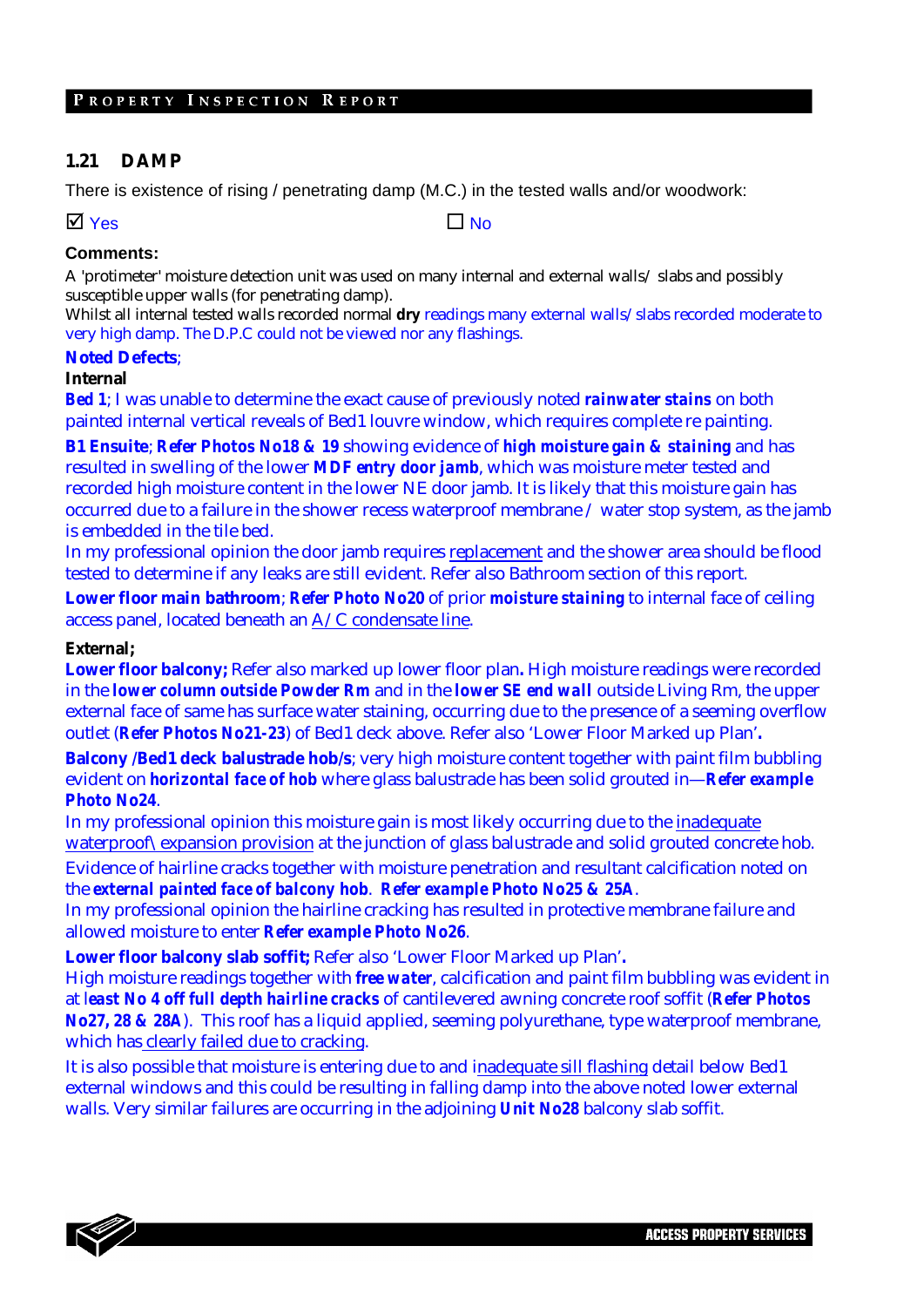## 1.21 DAMP

There is existence of rising / penetrating damp (M.C.) in the tested walls and/or woodwork:

☑ Yes ☐ No

**Comments:**

A 'protimeter' moisture detection unit was used on many internal and external walls/ slabs and possibly susceptible upper walls (for penetrating damp).
Whilst all internal tested walls recorded normal **dry** readings many external walls/ slabs recorded moderate to very high damp. The D.P.C could not be viewed nor any flashings.

**Noted Defects**;

**Internal**

**Bed 1**; I was unable to determine the exact cause of previously noted ***rainwater stains*** on both painted internal vertical reveals of Bed1 louvre window, which requires complete re painting.

**B1 Ensuite**; ***Refer Photos No18 & 19*** showing evidence of ***high moisture gain & staining*** and has resulted in swelling of the lower ***MDF entry door jamb***, which was moisture meter tested and recorded high moisture content in the lower NE door jamb. It is likely that this moisture gain has occurred due to a failure in the shower recess waterproof membrane / water stop system, as the jamb is embedded in the tile bed.
In my professional opinion the door jamb requires replacement and the shower area should be flood tested to determine if any leaks are still evident. Refer also Bathroom section of this report.

**Lower floor main bathroom**; ***Refer Photo No20*** of prior ***moisture staining*** to internal face of ceiling access panel, located beneath an A / C condensate line.

**External;**

**Lower floor balcony;** Refer also marked up lower floor plan**.** High moisture readings were recorded in the ***lower column outside Powder Rm*** and in the ***lower SE end wall*** outside Living Rm, the upper external face of same has surface water staining, occurring due to the presence of a seeming overflow outlet (***Refer Photos No21-23***) of Bed1 deck above. Refer also 'Lower Floor Marked up Plan'**.**

**Balcony /Bed1 deck balustrade hob/s**; very high moisture content together with paint film bubbling evident on ***horizontal face of hob*** where glass balustrade has been solid grouted in—***Refer example Photo No24***.
In my professional opinion this moisture gain is most likely occurring due to the inadequate waterproof\ expansion provision at the junction of glass balustrade and solid grouted concrete hob.
Evidence of hairline cracks together with moisture penetration and resultant calcification noted on the ***external painted face of balcony hob***. ***Refer example Photo No25 & 25A***.
In my professional opinion the hairline cracking has resulted in protective membrane failure and allowed moisture to enter ***Refer example Photo No26***.

**Lower floor balcony slab soffit;** Refer also 'Lower Floor Marked up Plan'**.**
High moisture readings together with ***free water***, calcification and paint film bubbling was evident in at ***least No 4 off full depth hairline cracks*** of cantilevered awning concrete roof soffit (***Refer Photos No27, 28 & 28A***). This roof has a liquid applied, seeming polyurethane, type waterproof membrane, which has clearly failed due to cracking.

It is also possible that moisture is entering due to and inadequate sill flashing detail below Bed1 external windows and this could be resulting in falling damp into the above noted lower external walls. Very similar failures are occurring in the adjoining ***Unit No28*** balcony slab soffit.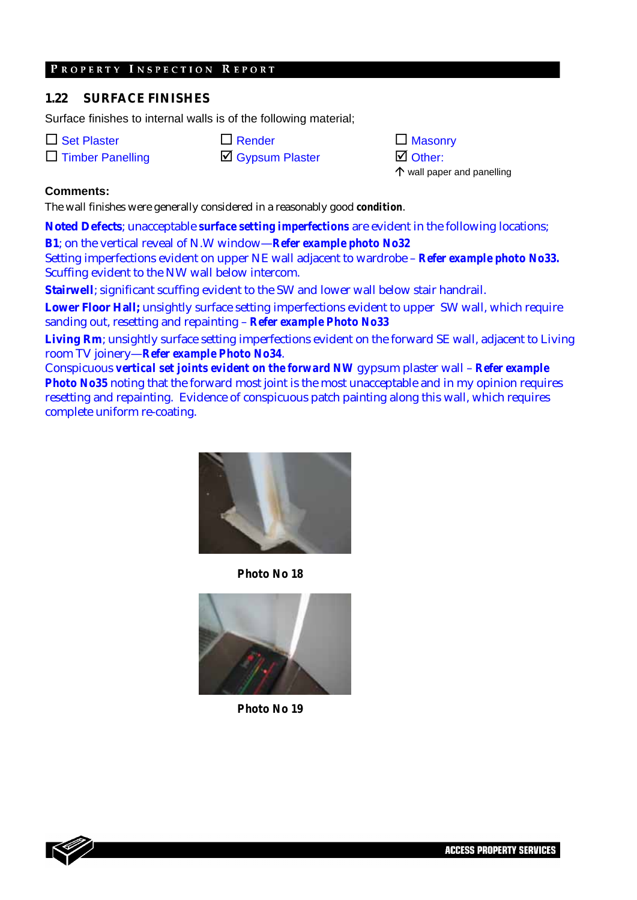## 1.22 SURFACE FINISHES

Surface finishes to internal walls is of the following material;

☐ Set Plaster  ☐ Render  ☐ Masonry
☐ Timber Panelling  ☑ Gypsum Plaster  ☑ Other:

↑ wall paper and panelling

**Comments:**

The wall finishes were generally considered in a reasonably good **condition**.

**Noted Defects**; unacceptable **surface setting imperfections** are evident in the following locations;

**B1**; on the vertical reveal of N.W window—***Refer example photo No32***
Setting imperfections evident on upper NE wall adjacent to wardrobe – ***Refer example photo No33.***
Scuffing evident to the NW wall below intercom.

**Stairwell**; significant scuffing evident to the SW and lower wall below stair handrail.

**Lower Floor Hall;** unsightly surface setting imperfections evident to upper SW wall, which require sanding out, resetting and repainting – ***Refer example Photo No33***

**Living Rm**; unsightly surface setting imperfections evident on the forward SE wall, adjacent to Living room TV joinery—***Refer example Photo No34***.
Conspicuous ***vertical set joints evident on the forward NW*** gypsum plaster wall – ***Refer example Photo No35*** noting that the forward most joint is the most unacceptable and in my opinion requires resetting and repainting. Evidence of conspicuous patch painting along this wall, which requires complete uniform re-coating.

**Photo No 18**

**Photo No 19**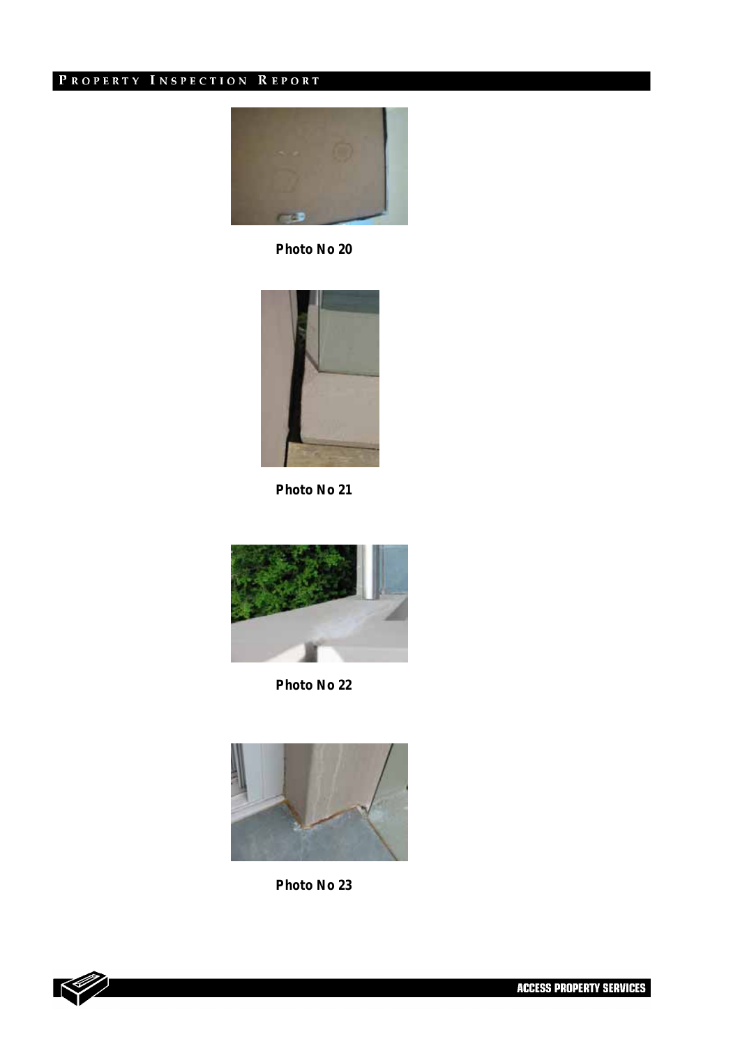**Photo No 20**

**Photo No 21**

**Photo No 22**

**Photo No 23**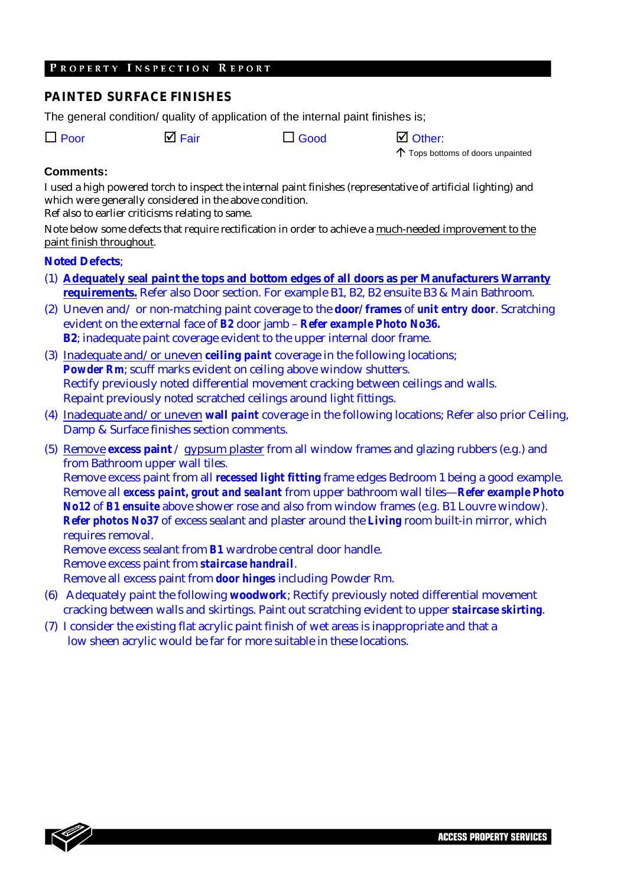## PAINTED SURFACE FINISHES

The general condition/ quality of application of the internal paint finishes is;

☐ Poor ☑ Fair ☐ Good ☑ Other:

↑ Tops bottoms of doors unpainted

**Comments:**

I used a high powered torch to inspect the internal paint finishes (representative of artificial lighting) and which were generally considered in the above condition.
Ref also to earlier criticisms relating to same.

Note below some defects that require rectification in order to achieve a much-needed improvement to the paint finish throughout.

**Noted Defects**;

(1) **Adequately seal paint the tops and bottom edges of all doors as per Manufacturers Warranty requirements.** Refer also Door section. For example B1, B2, B2 ensuite B3 & Main Bathroom.

(2) Uneven and/ or non-matching paint coverage to the **door/frames** of **unit entry door**. Scratching evident on the external face of **B2** door jamb – ***Refer example Photo No36.***
**B2**; inadequate paint coverage evident to the upper internal door frame.

(3) Inadequate and/ or uneven **ceiling paint** coverage in the following locations;
***Powder Rm***; scuff marks evident on ceiling above window shutters.
Rectify previously noted differential movement cracking between ceilings and walls.
Repaint previously noted scratched ceilings around light fittings.

(4) Inadequate and/ or uneven **wall paint** coverage in the following locations; Refer also prior Ceiling, Damp & Surface finishes section comments.

(5) Remove **excess paint** / gypsum plaster from all window frames and glazing rubbers (e.g.) and from Bathroom upper wall tiles.
Remove excess paint from all **recessed light fitting** frame edges Bedroom 1 being a good example.
Remove all ***excess paint, grout and sealant*** from upper bathroom wall tiles—***Refer example Photo No12*** of **B1 ensuite** above shower rose and also from window frames (e.g. B1 Louvre window).
***Refer photos No37*** of excess sealant and plaster around the **Living** room built-in mirror, which requires removal.
Remove excess sealant from **B1** wardrobe central door handle.
Remove excess paint from ***staircase handrail***.
Remove all excess paint from **door hinges** including Powder Rm.

(6) Adequately paint the following **woodwork**; Rectify previously noted differential movement cracking between walls and skirtings. Paint out scratching evident to upper ***staircase skirting***.

(7) I consider the existing flat acrylic paint finish of wet areas is inappropriate and that a low sheen acrylic would be far for more suitable in these locations.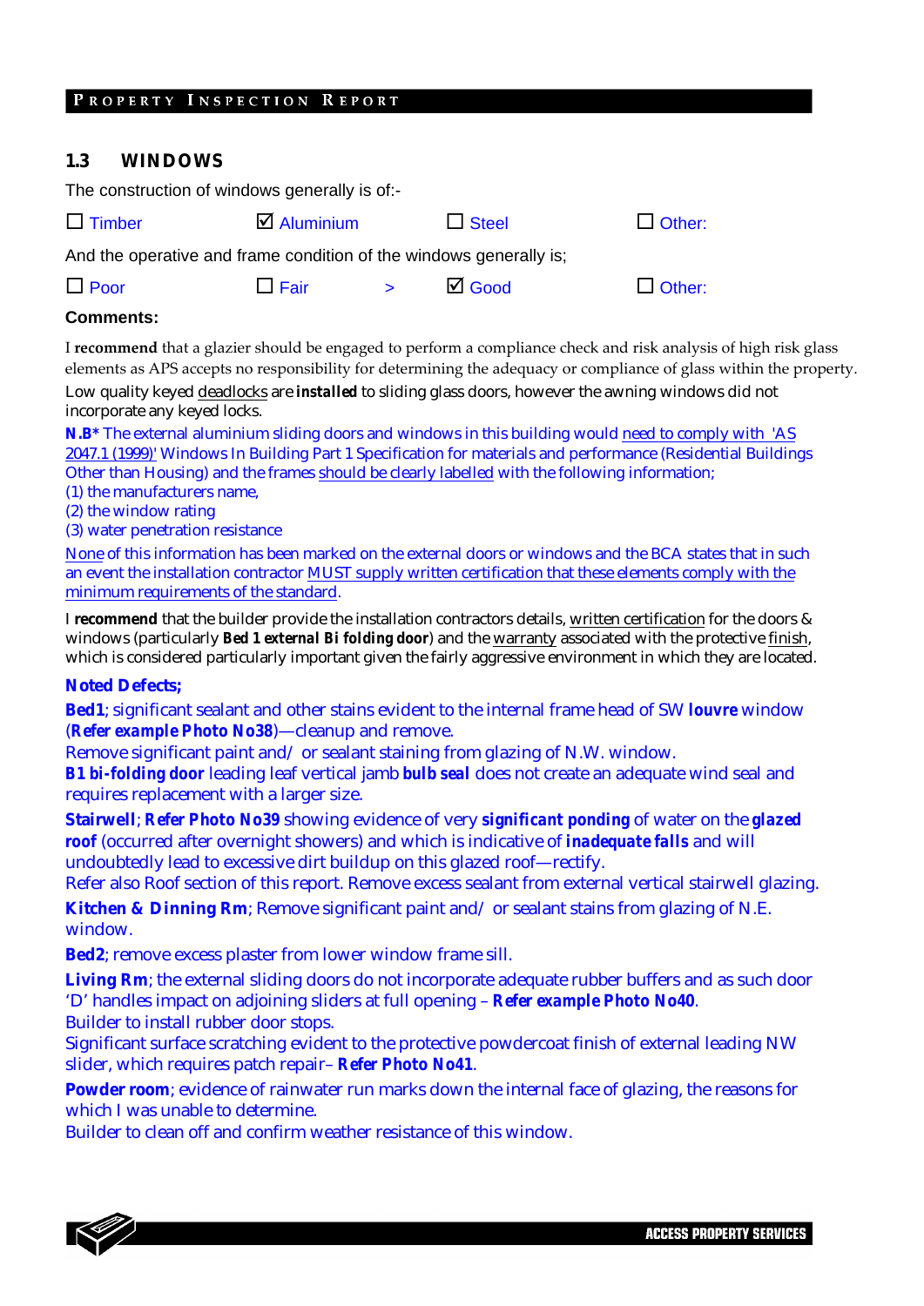## 1.3 WINDOWS

The construction of windows generally is of:-

☐ Timber ☑ Aluminium ☐ Steel ☐ Other:

And the operative and frame condition of the windows generally is;

☐ Poor ☐ Fair > ☑ Good ☐ Other:

**Comments:**

I **recommend** that a glazier should be engaged to perform a compliance check and risk analysis of high risk glass elements as APS accepts no responsibility for determining the adequacy or compliance of glass within the property.

Low quality keyed deadlocks are ***installed*** to sliding glass doors, however the awning windows did not incorporate any keyed locks.

**N.B*** The external aluminium sliding doors and windows in this building would need to comply with 'AS 2047.1 (1999)' Windows In Building Part 1 Specification for materials and performance (Residential Buildings Other than Housing) and the frames should be clearly labelled with the following information;
(1) the manufacturers name,
(2) the window rating
(3) water penetration resistance

None of this information has been marked on the external doors or windows and the BCA states that in such an event the installation contractor MUST supply written certification that these elements comply with the minimum requirements of the standard.

I **recommend** that the builder provide the installation contractors details, written certification for the doors & windows (particularly ***Bed 1 external Bi folding door***) and the warranty associated with the protective finish, which is considered particularly important given the fairly aggressive environment in which they are located.

**Noted Defects;**

**Bed1**; significant sealant and other stains evident to the internal frame head of SW **louvre** window (***Refer example Photo No38***)—cleanup and remove.
Remove significant paint and/ or sealant staining from glazing of N.W. window.
***B1 bi-folding door*** leading leaf vertical jamb ***bulb seal*** does not create an adequate wind seal and requires replacement with a larger size.

**Stairwell**; ***Refer Photo No39*** showing evidence of very ***significant ponding*** of water on the ***glazed roof*** (occurred after overnight showers) and which is indicative of ***inadequate falls*** and will undoubtedly lead to excessive dirt buildup on this glazed roof—rectify.
Refer also Roof section of this report. Remove excess sealant from external vertical stairwell glazing.

**Kitchen & Dinning Rm**; Remove significant paint and/ or sealant stains from glazing of N.E. window.

**Bed2**; remove excess plaster from lower window frame sill.

**Living Rm**; the external sliding doors do not incorporate adequate rubber buffers and as such door 'D' handles impact on adjoining sliders at full opening – ***Refer example Photo No40***.
Builder to install rubber door stops.
Significant surface scratching evident to the protective powdercoat finish of external leading NW slider, which requires patch repair– ***Refer Photo No41***.

**Powder room**; evidence of rainwater run marks down the internal face of glazing, the reasons for which I was unable to determine.
Builder to clean off and confirm weather resistance of this window.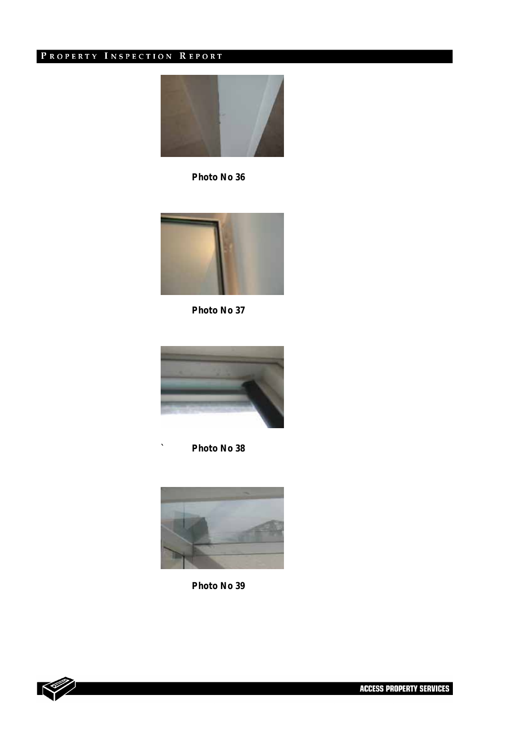**Photo No 36**

**Photo No 37**

` **Photo No 38**

**Photo No 39**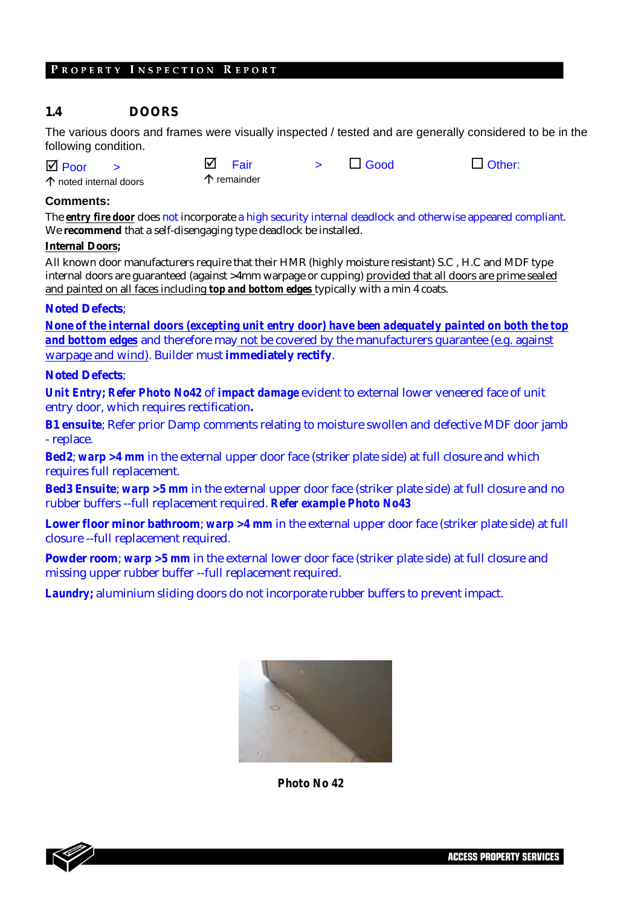## 1.4 DOORS

The various doors and frames were visually inspected / tested and are generally considered to be in the following condition.

☑ Poor > ↑ noted internal doors ☑ Fair > ↑ remainder ☐ Good ☐ Other:

**Comments:**

The **entry fire door** does not incorporate a high security internal deadlock and otherwise appeared compliant. We **recommend** that a self-disengaging type deadlock be installed.

**Internal Doors;**

All known door manufacturers require that their HMR (highly moisture resistant) S.C , H.C and MDF type internal doors are guaranteed (against >4mm warpage or cupping) provided that all doors are prime sealed and painted on all faces including **top and bottom edges** typically with a min 4 coats.

**Noted Defects**;

**None of the internal doors (excepting unit entry door) have been adequately painted on both the top and bottom edges** and therefore may not be covered by the manufacturers guarantee (e.g. against warpage and wind). Builder must **immediately rectify**.

**Noted Defects**;

**Unit Entry; Refer Photo No42** of **impact damage** evident to external lower veneered face of unit entry door, which requires rectification**.**

**B1 ensuite**; Refer prior Damp comments relating to moisture swollen and defective MDF door jamb - replace.

**Bed2**; ***warp* >4 mm** in the external upper door face (striker plate side) at full closure and which requires full replacement.

**Bed3 Ensuite**; ***warp* >5 mm** in the external upper door face (striker plate side) at full closure and no rubber buffers --full replacement required. ***Refer example Photo No43***

**Lower floor minor bathroom**; ***warp* >4 mm** in the external upper door face (striker plate side) at full closure --full replacement required.

**Powder room**; ***warp* >5 mm** in the external lower door face (striker plate side) at full closure and missing upper rubber buffer --full replacement required.

**Laundry;** aluminium sliding doors do not incorporate rubber buffers to prevent impact.

**Photo No 42**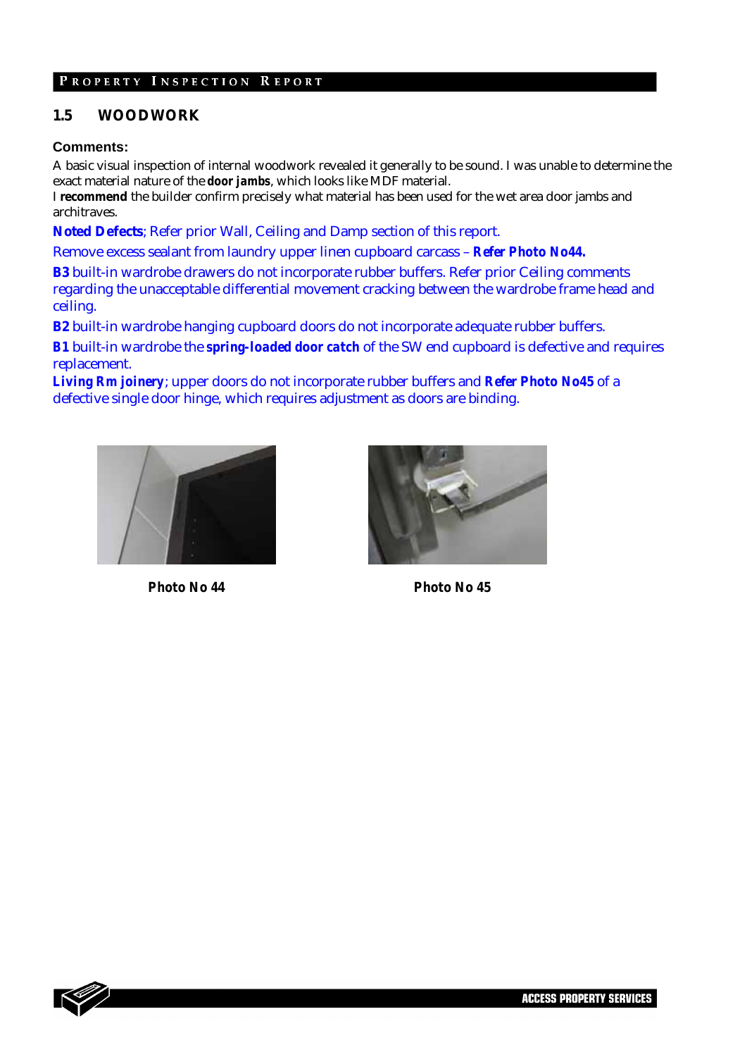## 1.5 WOODWORK

**Comments:**

A basic visual inspection of internal woodwork revealed it generally to be sound. I was unable to determine the exact material nature of the **door jambs**, which looks like MDF material.
I **recommend** the builder confirm precisely what material has been used for the wet area door jambs and architraves.

**Noted Defects**; Refer prior Wall, Ceiling and Damp section of this report.

Remove excess sealant from laundry upper linen cupboard carcass – **Refer Photo No44.**

**B3** built-in wardrobe drawers do not incorporate rubber buffers. Refer prior Ceiling comments regarding the unacceptable differential movement cracking between the wardrobe frame head and ceiling.

**B2** built-in wardrobe hanging cupboard doors do not incorporate adequate rubber buffers.

**B1** built-in wardrobe the **spring-loaded door catch** of the SW end cupboard is defective and requires replacement.

**Living Rm joinery**; upper doors do not incorporate rubber buffers and **Refer Photo No45** of a defective single door hinge, which requires adjustment as doors are binding.

**Photo No 44**

**Photo No 45**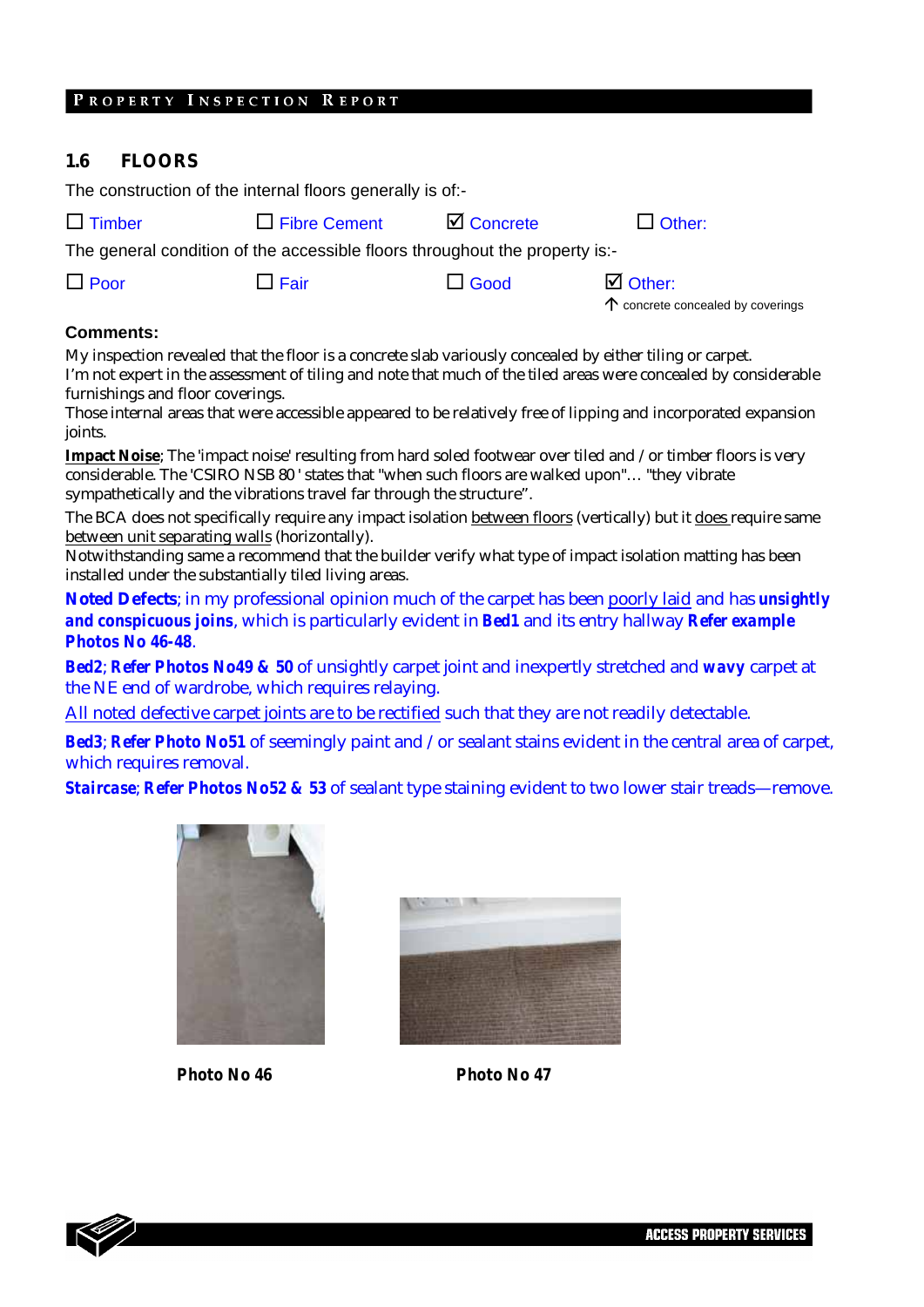## 1.6 FLOORS

The construction of the internal floors generally is of:-

☐ Timber ☐ Fibre Cement ☑ Concrete ☐ Other:

The general condition of the accessible floors throughout the property is:-

☐ Poor ☐ Fair ☐ Good ☑ Other:
↑ concrete concealed by coverings

**Comments:**

My inspection revealed that the floor is a concrete slab variously concealed by either tiling or carpet.
I'm not expert in the assessment of tiling and note that much of the tiled areas were concealed by considerable furnishings and floor coverings.
Those internal areas that were accessible appeared to be relatively free of lipping and incorporated expansion joints.

**Impact Noise**; The 'impact noise' resulting from hard soled footwear over tiled and / or timber floors is very considerable. The 'CSIRO NSB 80 ' states that "when such floors are walked upon"… "they vibrate sympathetically and the vibrations travel far through the structure".

The BCA does not specifically require any impact isolation between floors (vertically) but it does require same between unit separating walls (horizontally).
Notwithstanding same a recommend that the builder verify what type of impact isolation matting has been installed under the substantially tiled living areas.

**Noted Defects**; in my professional opinion much of the carpet has been poorly laid and has **unsightly and conspicuous joins**, which is particularly evident in **Bed1** and its entry hallway **Refer example Photos No 46-48**.

**Bed2**; **Refer Photos No49 & 50** of unsightly carpet joint and inexpertly stretched and **wavy** carpet at the NE end of wardrobe, which requires relaying.

All noted defective carpet joints are to be rectified such that they are not readily detectable.

**Bed3**; **Refer Photo No51** of seemingly paint and / or sealant stains evident in the central area of carpet, which requires removal.

**Staircase**; **Refer Photos No52 & 53** of sealant type staining evident to two lower stair treads—remove.

**Photo No 46**

**Photo No 47**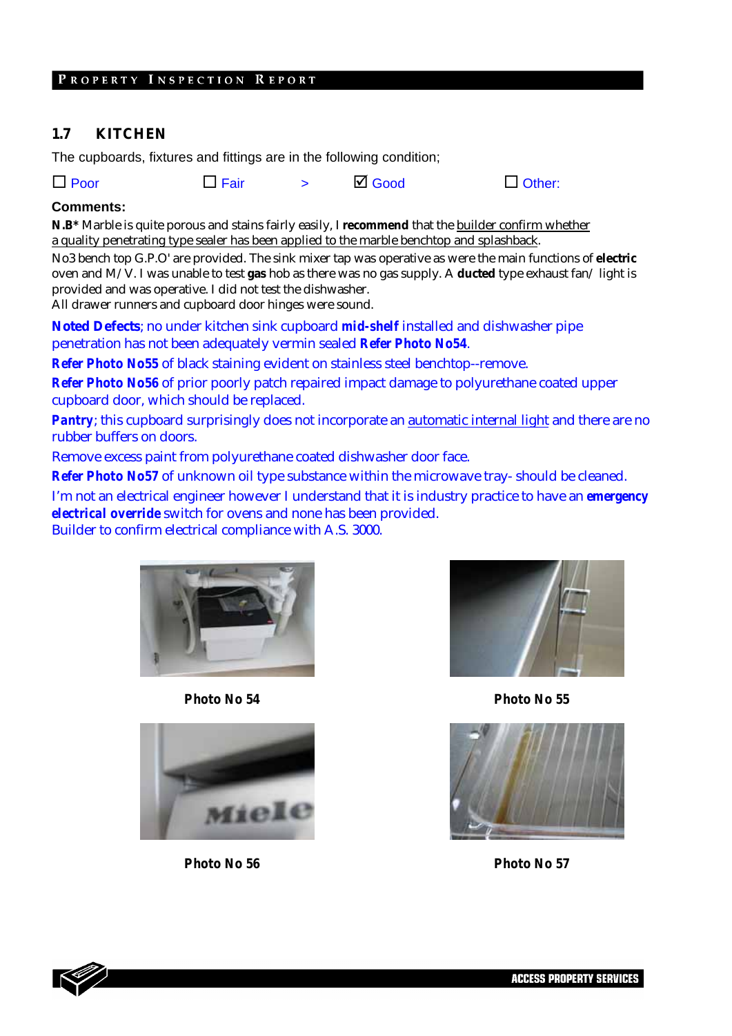## 1.7 KITCHEN

The cupboards, fixtures and fittings are in the following condition;

☐ Poor ☐ Fair > ☑ Good ☐ Other:

**Comments:**

**N.B\*** Marble is quite porous and stains fairly easily, I **recommend** that the builder confirm whether a quality penetrating type sealer has been applied to the marble benchtop and splashback.

No3 bench top G.P.O' are provided. The sink mixer tap was operative as were the main functions of **electric** oven and M/V. I was unable to test **gas** hob as there was no gas supply. A **ducted** type exhaust fan/ light is provided and was operative. I did not test the dishwasher.

All drawer runners and cupboard door hinges were sound.

**Noted Defects**; no under kitchen sink cupboard **mid-shelf** installed and dishwasher pipe penetration has not been adequately vermin sealed **Refer Photo No54**.

**Refer Photo No55** of black staining evident on stainless steel benchtop--remove.

**Refer Photo No56** of prior poorly patch repaired impact damage to polyurethane coated upper cupboard door, which should be replaced.

**Pantry**; this cupboard surprisingly does not incorporate an automatic internal light and there are no rubber buffers on doors.

Remove excess paint from polyurethane coated dishwasher door face.

**Refer Photo No57** of unknown oil type substance within the microwave tray- should be cleaned.

I'm not an electrical engineer however I understand that it is industry practice to have an **emergency electrical override** switch for ovens and none has been provided.

Builder to confirm electrical compliance with A.S. 3000.

**Photo No 54**

**Photo No 55**

**Photo No 56**

**Photo No 57**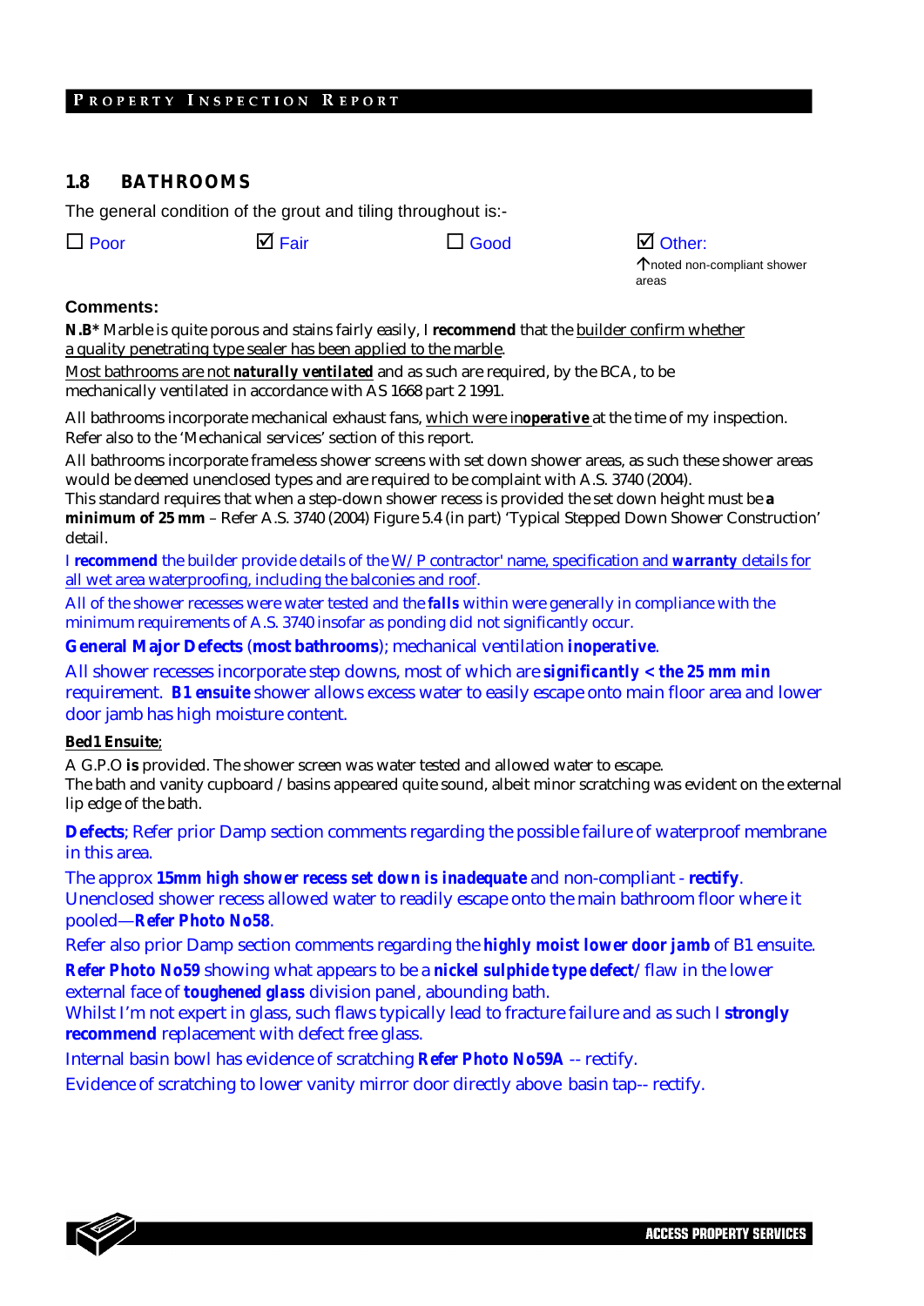## 1.8 BATHROOMS

The general condition of the grout and tiling throughout is:-

☐ Poor ☑ Fair ☐ Good ☑ Other: ↑noted non-compliant shower areas

**Comments:**

**N.B\*** Marble is quite porous and stains fairly easily, I **recommend** that the builder confirm whether a quality penetrating type sealer has been applied to the marble.

Most bathrooms are not ***naturally ventilated*** and as such are required, by the BCA, to be mechanically ventilated in accordance with AS 1668 part 2 1991.

All bathrooms incorporate mechanical exhaust fans, which were in***operative*** at the time of my inspection. Refer also to the 'Mechanical services' section of this report.

All bathrooms incorporate frameless shower screens with set down shower areas, as such these shower areas would be deemed unenclosed types and are required to be complaint with A.S. 3740 (2004).

This standard requires that when a step-down shower recess is provided the set down height must be **a minimum of 25 mm** – Refer A.S. 3740 (2004) Figure 5.4 (in part) 'Typical Stepped Down Shower Construction' detail.

I **recommend** the builder provide details of the W/P contractor' name, specification and ***warranty*** details for all wet area waterproofing, including the balconies and roof.

All of the shower recesses were water tested and the ***falls*** within were generally in compliance with the minimum requirements of A.S. 3740 insofar as ponding did not significantly occur.

**General Major Defects** (**most bathrooms**); mechanical ventilation ***inoperative***.

All shower recesses incorporate step downs, most of which are ***significantly < the 25 mm min*** requirement. ***B1 ensuite*** shower allows excess water to easily escape onto main floor area and lower door jamb has high moisture content.

**Bed1 Ensuite**;

A G.P.O **is** provided. The shower screen was water tested and allowed water to escape.
The bath and vanity cupboard / basins appeared quite sound, albeit minor scratching was evident on the external lip edge of the bath.

**Defects**; Refer prior Damp section comments regarding the possible failure of waterproof membrane in this area.

The approx ***15mm high shower recess set down is inadequate*** and non-compliant - **rectify**.
Unenclosed shower recess allowed water to readily escape onto the main bathroom floor where it pooled—***Refer Photo No58***.

Refer also prior Damp section comments regarding the ***highly moist lower door jamb*** of B1 ensuite.

***Refer Photo No59*** showing what appears to be a ***nickel sulphide type defect***/ flaw in the lower external face of ***toughened glass*** division panel, abounding bath.
Whilst I'm not expert in glass, such flaws typically lead to fracture failure and as such I **strongly recommend** replacement with defect free glass.

Internal basin bowl has evidence of scratching ***Refer Photo No59A*** -- rectify.

Evidence of scratching to lower vanity mirror door directly above basin tap-- rectify.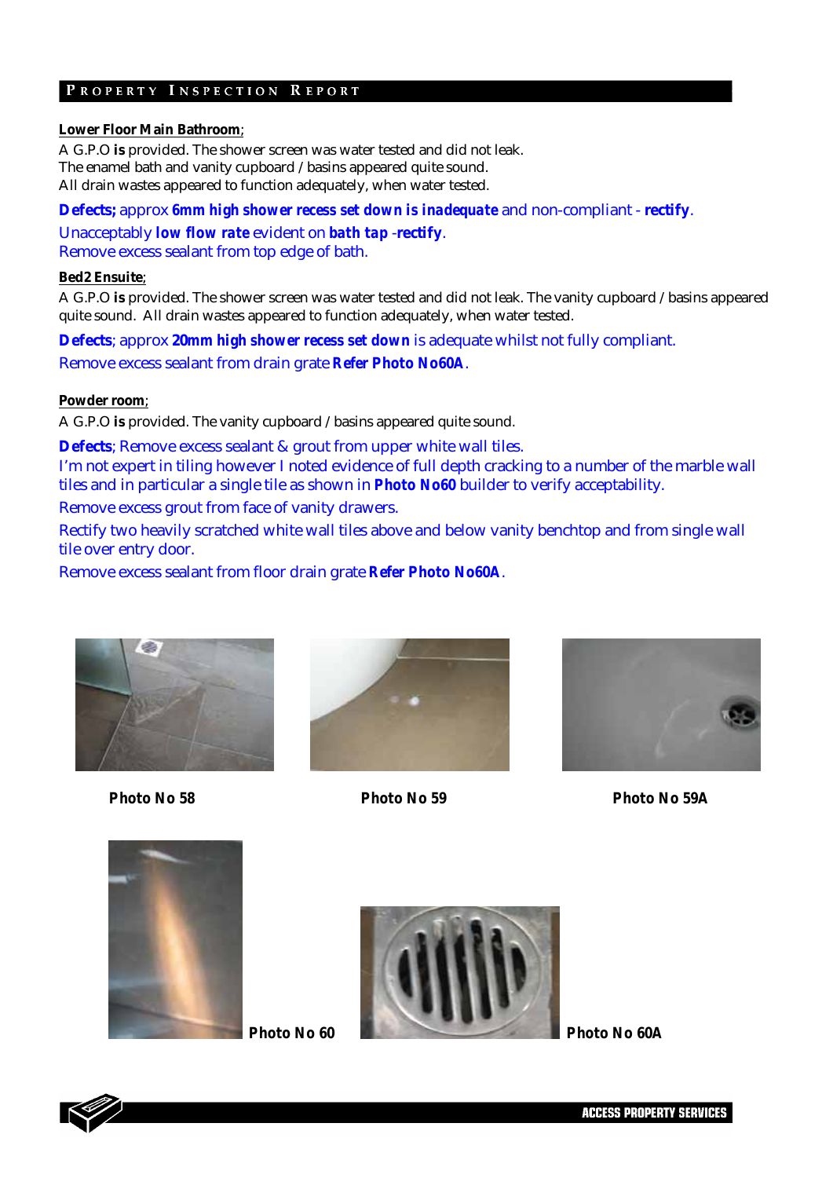**Lower Floor Main Bathroom**;

A G.P.O **is** provided. The shower screen was water tested and did not leak.
The enamel bath and vanity cupboard / basins appeared quite sound.
All drain wastes appeared to function adequately, when water tested.

**Defects;** approx ***6mm high shower recess set down is inadequate*** and non-compliant - **rectify**.

Unacceptably ***low flow rate*** evident on ***bath tap*** -**rectify**.

Remove excess sealant from top edge of bath.

**Bed2 Ensuite**;

A G.P.O **is** provided. The shower screen was water tested and did not leak. The vanity cupboard / basins appeared quite sound. All drain wastes appeared to function adequately, when water tested.

**Defects**; approx **20mm high shower recess set down** is adequate whilst not fully compliant.

Remove excess sealant from drain grate **Refer Photo No60A**.

**Powder room**;

A G.P.O **is** provided. The vanity cupboard / basins appeared quite sound.

**Defects**; Remove excess sealant & grout from upper white wall tiles.

I'm not expert in tiling however I noted evidence of full depth cracking to a number of the marble wall tiles and in particular a single tile as shown in **Photo No60** builder to verify acceptability.

Remove excess grout from face of vanity drawers.

Rectify two heavily scratched white wall tiles above and below vanity benchtop and from single wall tile over entry door.

Remove excess sealant from floor drain grate **Refer Photo No60A**.

**Photo No 58**

**Photo No 59**

**Photo No 59A**

**Photo No 60**

**Photo No 60A**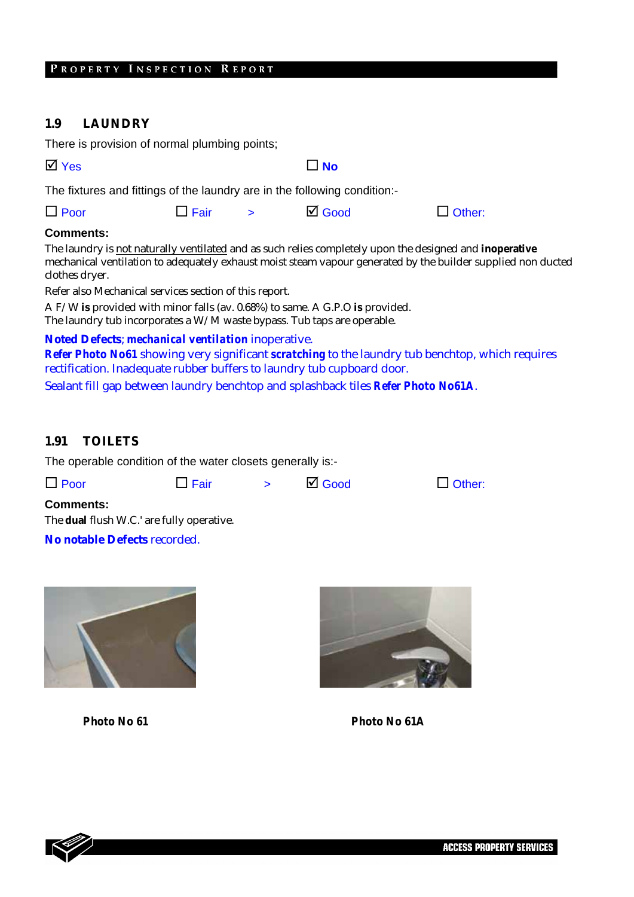## 1.9 LAUNDRY

There is provision of normal plumbing points;

☑ Yes ☐ No

The fixtures and fittings of the laundry are in the following condition:-

☐ Poor ☐ Fair > ☑ Good ☐ Other:

**Comments:**

The laundry is <u>not naturally ventilated</u> and as such relies completely upon the designed and **inoperative** mechanical ventilation to adequately exhaust moist steam vapour generated by the builder supplied non ducted clothes dryer.

Refer also Mechanical services section of this report.

A F/W **is** provided with minor falls (av. 0.68%) to same. A G.P.O **is** provided.
The laundry tub incorporates a W/M waste bypass. Tub taps are operable.

**Noted Defects**; ***mechanical ventilation*** inoperative.
**Refer Photo No61** showing very significant **scratching** to the laundry tub benchtop, which requires rectification. Inadequate rubber buffers to laundry tub cupboard door.
Sealant fill gap between laundry benchtop and splashback tiles **Refer Photo No61A**.

## 1.91 TOILETS

The operable condition of the water closets generally is:-

☐ Poor ☐ Fair > ☑ Good ☐ Other:

**Comments:**

The **dual** flush W.C.' are fully operative.

**No notable Defects** recorded.

**Photo No 61**

**Photo No 61A**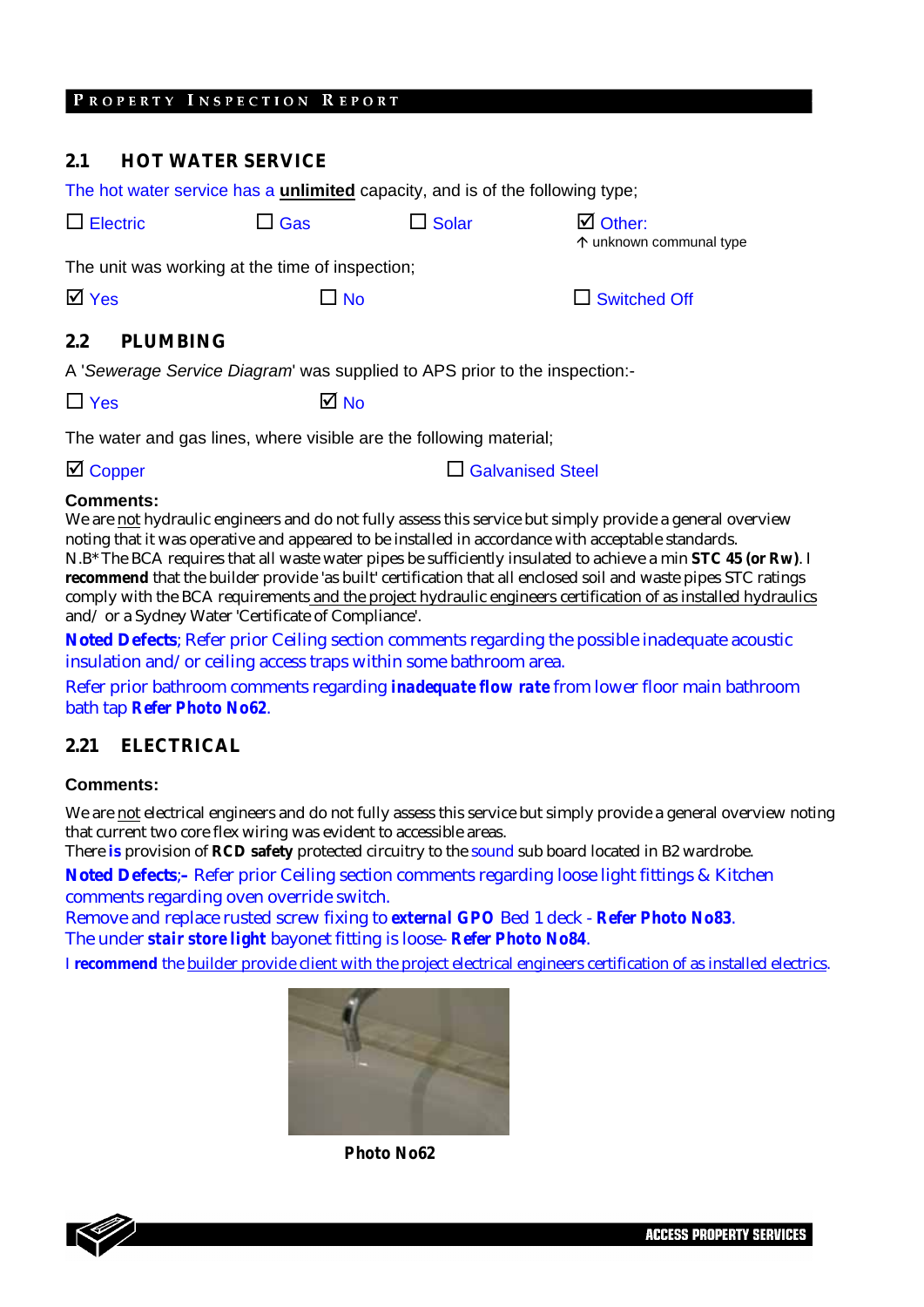## 2.1 HOT WATER SERVICE

The hot water service has a **unlimited** capacity, and is of the following type;

☐ Electric ☐ Gas ☐ Solar ☑ Other:
↑ unknown communal type

The unit was working at the time of inspection;

☑ Yes ☐ No ☐ Switched Off

## 2.2 PLUMBING

A '*Sewerage Service Diagram*' was supplied to APS prior to the inspection:-

☐ Yes ☑ No

The water and gas lines, where visible are the following material;

☑ Copper ☐ Galvanised Steel

**Comments:**

We are not hydraulic engineers and do not fully assess this service but simply provide a general overview noting that it was operative and appeared to be installed in accordance with acceptable standards.
N.B* The BCA requires that all waste water pipes be sufficiently insulated to achieve a min **STC 45 (or Rw)**. I **recommend** that the builder provide 'as built' certification that all enclosed soil and waste pipes STC ratings comply with the BCA requirements and the project hydraulic engineers certification of as installed hydraulics and/ or a Sydney Water 'Certificate of Compliance'.

**Noted Defects**; Refer prior Ceiling section comments regarding the possible inadequate acoustic insulation and/ or ceiling access traps within some bathroom area.

Refer prior bathroom comments regarding ***inadequate flow rate*** from lower floor main bathroom bath tap **Refer Photo No62**.

## 2.21 ELECTRICAL

**Comments:**

We are not electrical engineers and do not fully assess this service but simply provide a general overview noting that current two core flex wiring was evident to accessible areas.
There **is** provision of **RCD safety** protected circuitry to the sound sub board located in B2 wardrobe.

**Noted Defects;-** Refer prior Ceiling section comments regarding loose light fittings & Kitchen comments regarding oven override switch.
Remove and replace rusted screw fixing to **external GPO** Bed 1 deck - **Refer Photo No83**.
The under **stair store light** bayonet fitting is loose- **Refer Photo No84**.

I **recommend** the builder provide client with the project electrical engineers certification of as installed electrics.

**Photo No62**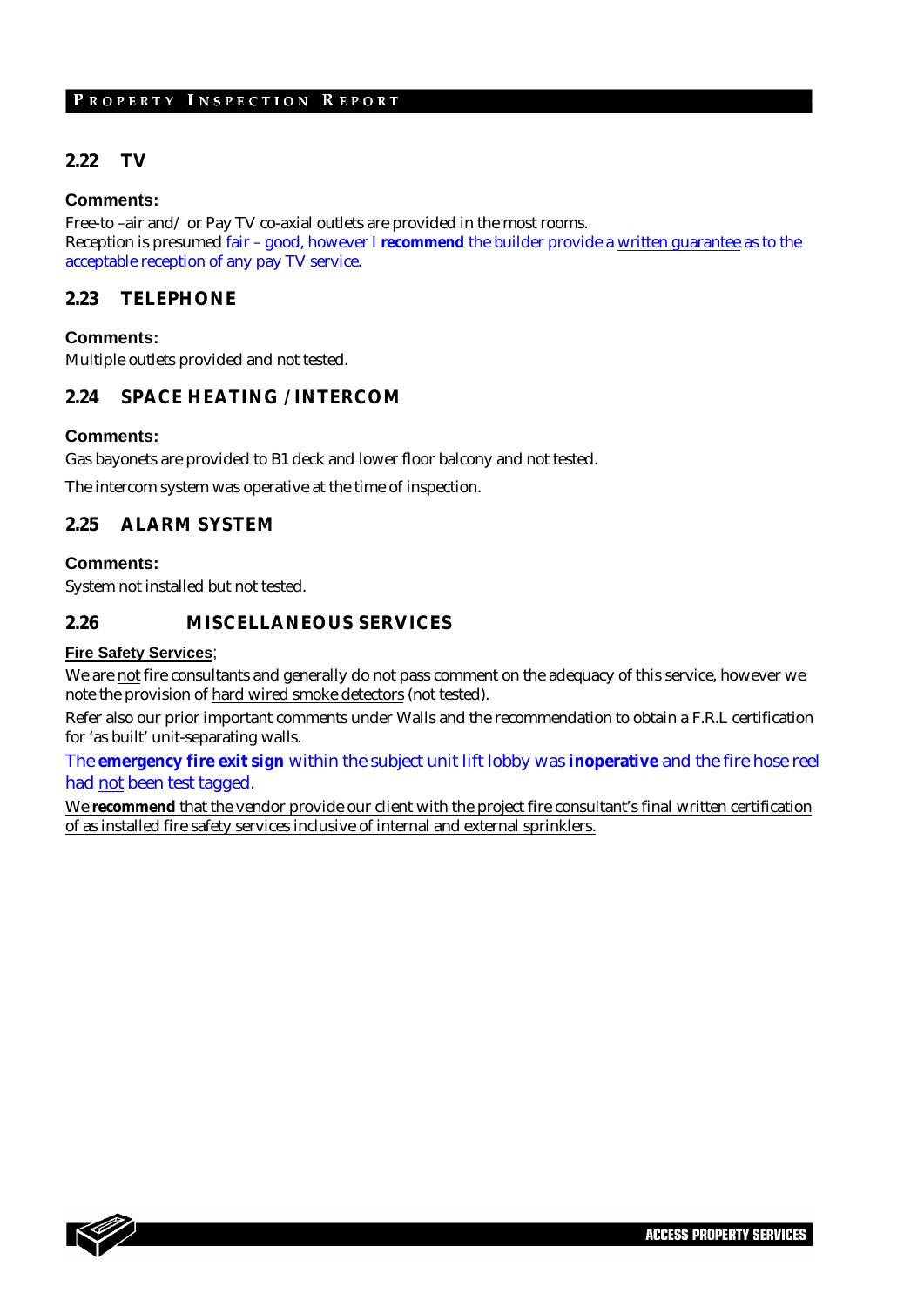## 2.22 TV

**Comments:**

Free-to –air and/ or Pay TV co-axial outlets are provided in the most rooms.
Reception is presumed fair – good, however I **recommend** the builder provide a written guarantee as to the acceptable reception of any pay TV service.

## 2.23 TELEPHONE

**Comments:**

Multiple outlets provided and not tested.

## 2.24 SPACE HEATING / INTERCOM

**Comments:**

Gas bayonets are provided to B1 deck and lower floor balcony and not tested.

The intercom system was operative at the time of inspection.

## 2.25 ALARM SYSTEM

**Comments:**

System not installed but not tested.

## 2.26 MISCELLANEOUS SERVICES

**Fire Safety Services**;

We are not fire consultants and generally do not pass comment on the adequacy of this service, however we note the provision of hard wired smoke detectors (not tested).

Refer also our prior important comments under Walls and the recommendation to obtain a F.R.L certification for 'as built' unit-separating walls.

The **emergency fire exit sign** within the subject unit lift lobby was **inoperative** and the fire hose reel had not been test tagged.

We **recommend** that the vendor provide our client with the project fire consultant's final written certification of as installed fire safety services inclusive of internal and external sprinklers.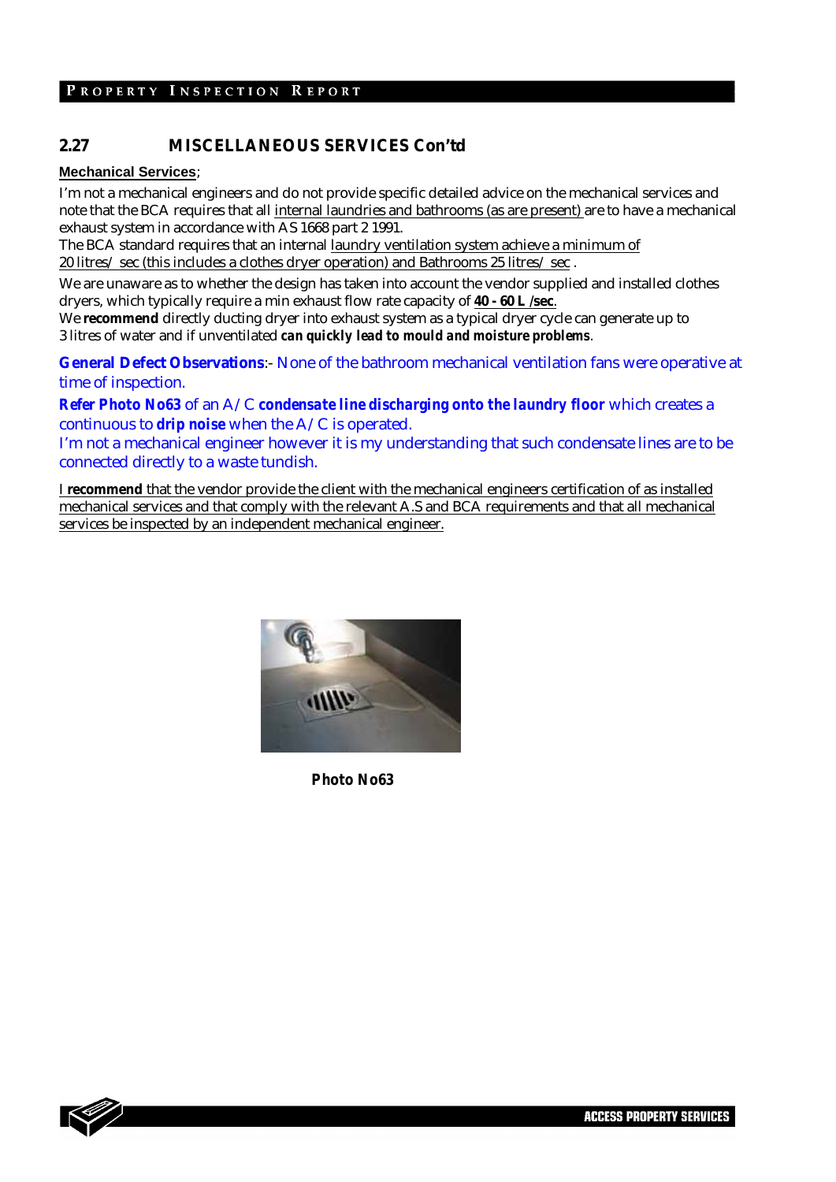## 2.27 MISCELLANEOUS SERVICES Con'td

**Mechanical Services**;

I'm not a mechanical engineers and do not provide specific detailed advice on the mechanical services and note that the BCA requires that all internal laundries and bathrooms (as are present) are to have a mechanical exhaust system in accordance with AS 1668 part 2 1991.
The BCA standard requires that an internal laundry ventilation system achieve a minimum of 20 litres/ sec (this includes a clothes dryer operation) and Bathrooms 25 litres/ sec .

We are unaware as to whether the design has taken into account the vendor supplied and installed clothes dryers, which typically require a min exhaust flow rate capacity of **40 - 60 L /sec**.
We **recommend** directly ducting dryer into exhaust system as a typical dryer cycle can generate up to 3 litres of water and if unventilated ***can quickly lead to mould and moisture problems***.

**General Defect Observations**:- None of the bathroom mechanical ventilation fans were operative at time of inspection.

***Refer Photo No63*** of an A/C ***condensate line discharging onto the laundry floor*** which creates a continuous to **drip noise** when the A/C is operated.
I'm not a mechanical engineer however it is my understanding that such condensate lines are to be connected directly to a waste tundish.

I **recommend** that the vendor provide the client with the mechanical engineers certification of as installed mechanical services and that comply with the relevant A.S and BCA requirements and that all mechanical services be inspected by an independent mechanical engineer.

**Photo No63**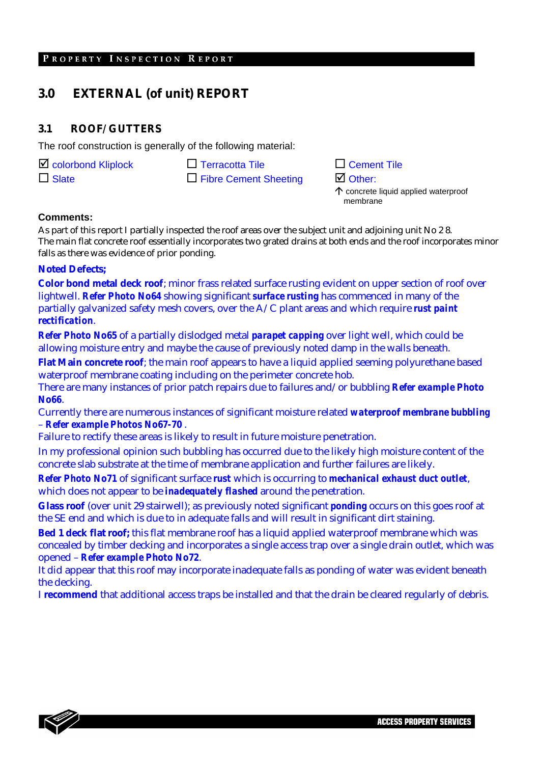## 3.0 EXTERNAL (of unit) REPORT

### 3.1 ROOF/GUTTERS

The roof construction is generally of the following material:

☑ colorbond Kliplock ☐ Terracotta Tile ☐ Cement Tile
☐ Slate ☐ Fibre Cement Sheeting ☑ Other:
↑ concrete liquid applied waterproof membrane

**Comments:**

As part of this report I partially inspected the roof areas over the subject unit and adjoining unit No 28. The main flat concrete roof essentially incorporates two grated drains at both ends and the roof incorporates minor falls as there was evidence of prior ponding.

**Noted Defects;**

**Color bond metal deck roof**; minor frass related surface rusting evident on upper section of roof over lightwell. ***Refer Photo No64*** showing significant ***surface rusting*** has commenced in many of the partially galvanized safety mesh covers, over the A/C plant areas and which require ***rust paint rectification***.

***Refer Photo No65*** of a partially dislodged metal ***parapet capping*** over light well, which could be allowing moisture entry and maybe the cause of previously noted damp in the walls beneath.

**Flat Main concrete roof**; the main roof appears to have a liquid applied seeming polyurethane based waterproof membrane coating including on the perimeter concrete hob.
There are many instances of prior patch repairs due to failures and/or bubbling ***Refer example Photo No66***.
Currently there are numerous instances of significant moisture related ***waterproof membrane bubbling*** – ***Refer example Photos No67-70*** .
Failure to rectify these areas is likely to result in future moisture penetration.
In my professional opinion such bubbling has occurred due to the likely high moisture content of the concrete slab substrate at the time of membrane application and further failures are likely.

***Refer Photo No71*** of significant surface **rust** which is occurring to ***mechanical exhaust duct outlet***, which does not appear to be ***inadequately flashed*** around the penetration.

**Glass roof** (over unit 29 stairwell); as previously noted significant **ponding** occurs on this goes roof at the SE end and which is due to in adequate falls and will result in significant dirt staining.

**Bed 1 deck flat roof;** this flat membrane roof has a liquid applied waterproof membrane which was concealed by timber decking and incorporates a single access trap over a single drain outlet, which was opened – ***Refer example Photo No72***.
It did appear that this roof may incorporate inadequate falls as ponding of water was evident beneath the decking.
I **recommend** that additional access traps be installed and that the drain be cleared regularly of debris.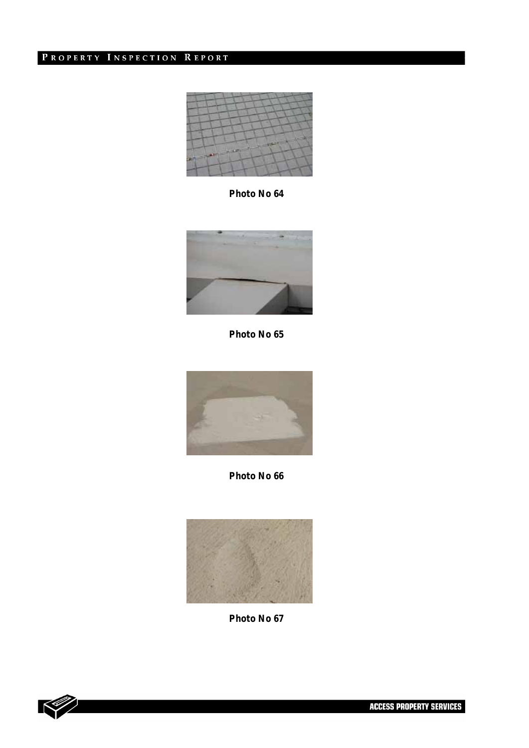Photo No 64

Photo No 65

Photo No 66

Photo No 67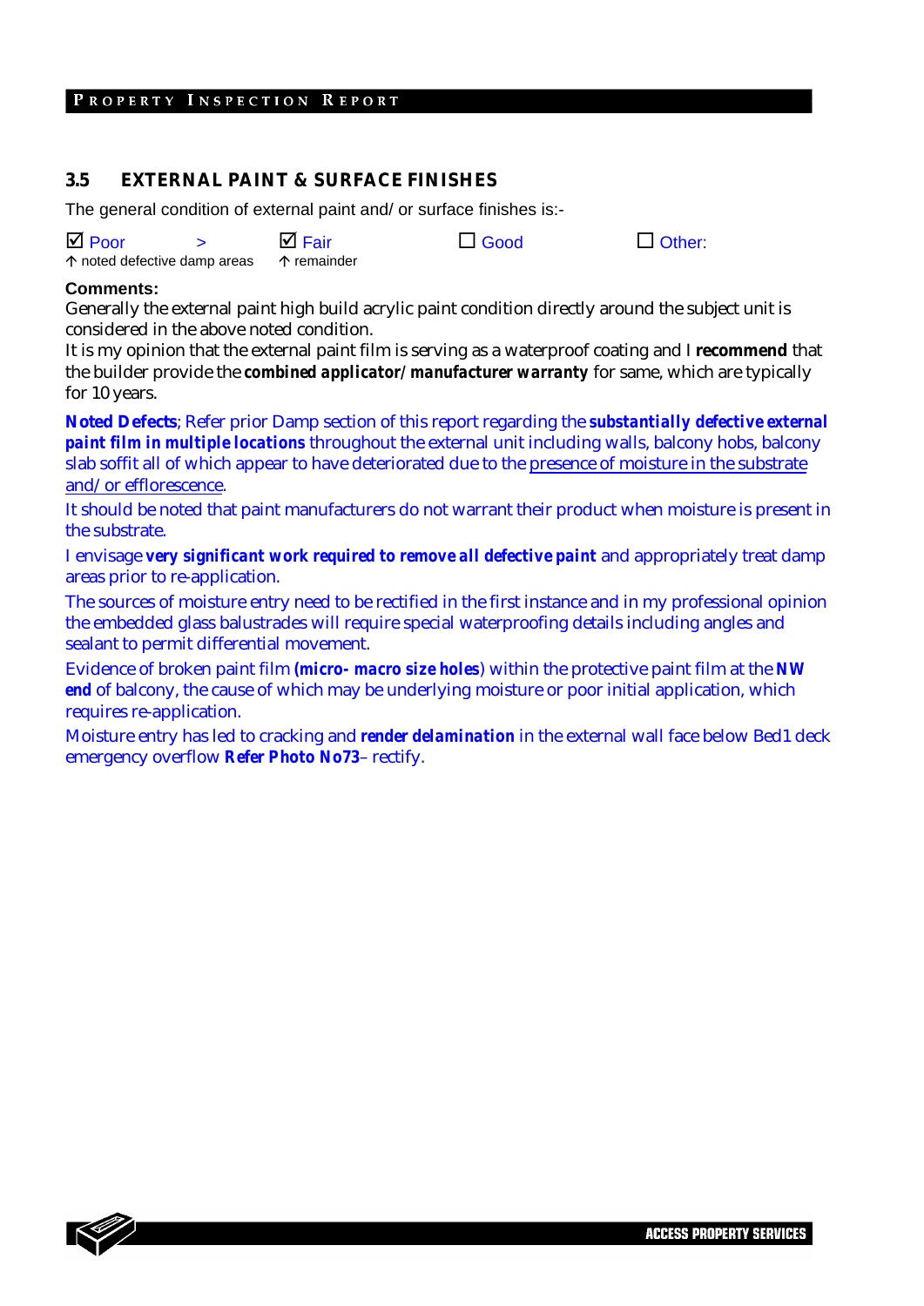## 3.5 EXTERNAL PAINT & SURFACE FINISHES

The general condition of external paint and/ or surface finishes is:-

☑ Poor > ☑ Fair ☐ Good ☐ Other:
↑ noted defective damp areas ↑ remainder

**Comments:**

Generally the external paint high build acrylic paint condition directly around the subject unit is considered in the above noted condition.

It is my opinion that the external paint film is serving as a waterproof coating and I **recommend** that the builder provide the ***combined applicator/ manufacturer warranty*** for same, which are typically for 10 years.

***Noted Defects***; Refer prior Damp section of this report regarding the ***substantially defective external paint film in multiple locations*** throughout the external unit including walls, balcony hobs, balcony slab soffit all of which appear to have deteriorated due to the <u>presence of moisture in the substrate and/ or efflorescence</u>.

It should be noted that paint manufacturers do not warrant their product when moisture is present in the substrate.

I envisage ***very significant work required to remove all defective paint*** and appropriately treat damp areas prior to re-application.

The sources of moisture entry need to be rectified in the first instance and in my professional opinion the embedded glass balustrades will require special waterproofing details including angles and sealant to permit differential movement.

Evidence of broken paint film **(micro- macro size holes**) within the protective paint film at the ***NW end*** of balcony, the cause of which may be underlying moisture or poor initial application, which requires re-application.

Moisture entry has led to cracking and ***render delamination*** in the external wall face below Bed1 deck emergency overflow ***Refer Photo No73*** – rectify.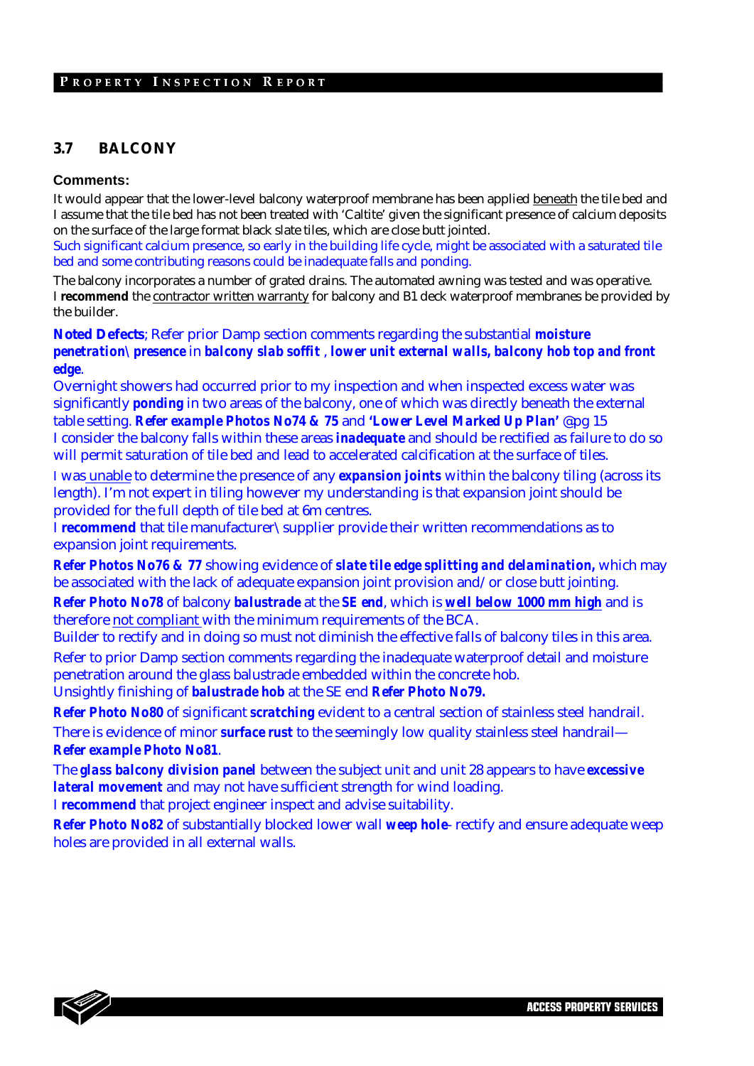## 3.7 BALCONY

**Comments:**

It would appear that the lower-level balcony waterproof membrane has been applied beneath the tile bed and I assume that the tile bed has not been treated with 'Caltite' given the significant presence of calcium deposits on the surface of the large format black slate tiles, which are close butt jointed.

Such significant calcium presence, so early in the building life cycle, might be associated with a saturated tile bed and some contributing reasons could be inadequate falls and ponding.

The balcony incorporates a number of grated drains. The automated awning was tested and was operative.

I **recommend** the contractor written warranty for balcony and B1 deck waterproof membranes be provided by the builder.

**Noted Defects**; Refer prior Damp section comments regarding the substantial **moisture penetration\presence** in ***balcony slab soffit*** , ***lower unit external walls, balcony hob top and front edge***.

Overnight showers had occurred prior to my inspection and when inspected excess water was significantly **ponding** in two areas of the balcony, one of which was directly beneath the external table setting. ***Refer example Photos No74 & 75*** and ***'Lower Level Marked Up Plan'*** @pg 15

I consider the balcony falls within these areas ***inadequate*** and should be rectified as failure to do so will permit saturation of tile bed and lead to accelerated calcification at the surface of tiles.

I was unable to determine the presence of any **expansion joints** within the balcony tiling (across its length). I'm not expert in tiling however my understanding is that expansion joint should be provided for the full depth of tile bed at 6m centres.

I **recommend** that tile manufacturer\supplier provide their written recommendations as to expansion joint requirements.

***Refer Photos No76 & 77*** showing evidence of ***slate tile edge splitting and delamination,*** which may be associated with the lack of adequate expansion joint provision and/or close butt jointing.

***Refer Photo No78*** of balcony ***balustrade*** at the ***SE end***, which is ***well below 1000 mm high*** and is therefore not compliant with the minimum requirements of the BCA.

Builder to rectify and in doing so must not diminish the effective falls of balcony tiles in this area.

Refer to prior Damp section comments regarding the inadequate waterproof detail and moisture penetration around the glass balustrade embedded within the concrete hob.

Unsightly finishing of ***balustrade hob*** at the SE end ***Refer Photo No79.***

***Refer Photo No80*** of significant ***scratching*** evident to a central section of stainless steel handrail.

There is evidence of minor ***surface rust*** to the seemingly low quality stainless steel handrail—***Refer example Photo No81***.

The ***glass balcony division panel*** between the subject unit and unit 28 appears to have ***excessive lateral movement*** and may not have sufficient strength for wind loading.

I **recommend** that project engineer inspect and advise suitability.

***Refer Photo No82*** of substantially blocked lower wall ***weep hole***- rectify and ensure adequate weep holes are provided in all external walls.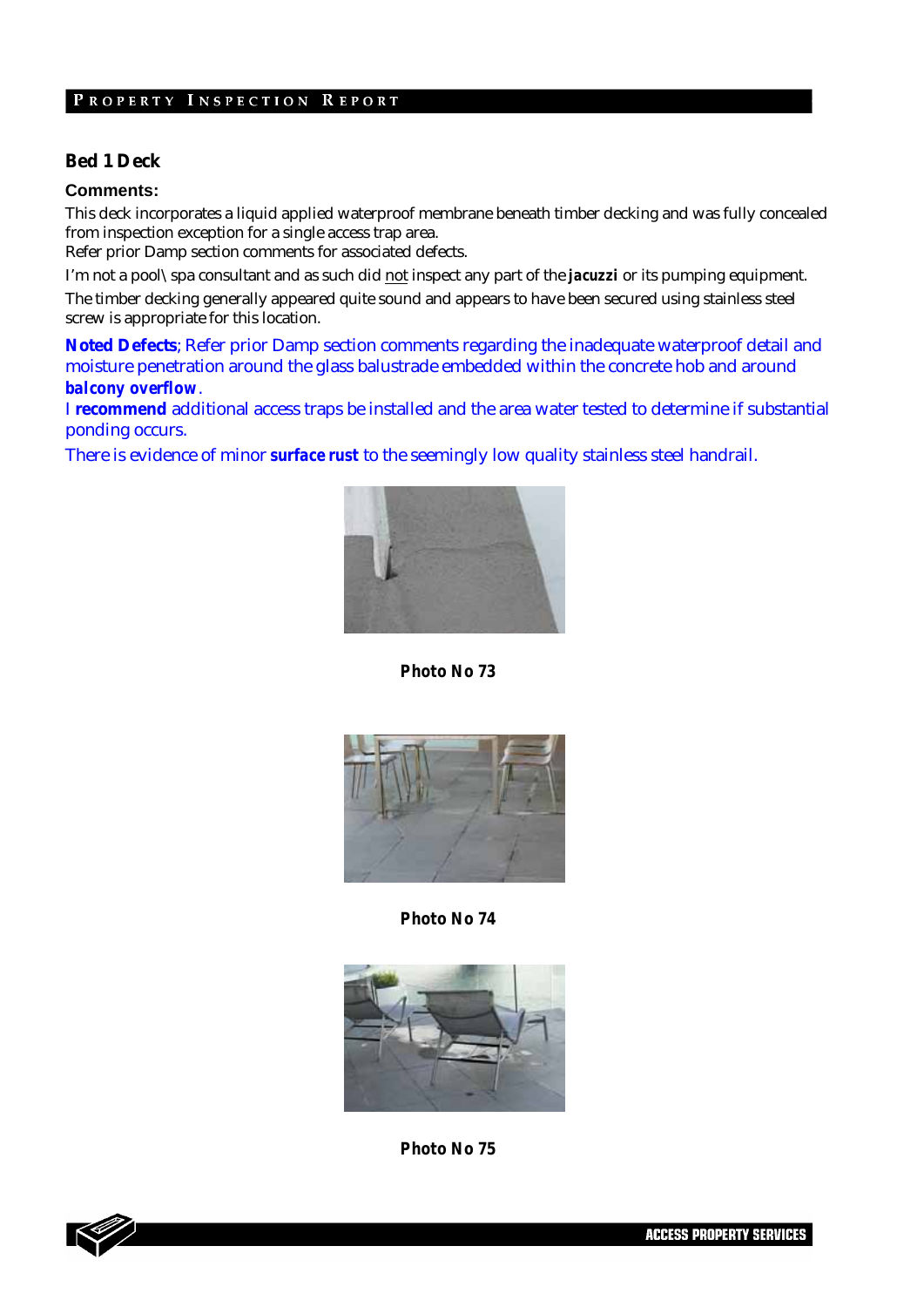## Bed 1 Deck

**Comments:**

This deck incorporates a liquid applied waterproof membrane beneath timber decking and was fully concealed from inspection exception for a single access trap area.
Refer prior Damp section comments for associated defects.

I'm not a pool\ spa consultant and as such did not inspect any part of the ***jacuzzi*** or its pumping equipment.

The timber decking generally appeared quite sound and appears to have been secured using stainless steel screw is appropriate for this location.

**Noted Defects**; Refer prior Damp section comments regarding the inadequate waterproof detail and moisture penetration around the glass balustrade embedded within the concrete hob and around ***balcony overflow***.
I **recommend** additional access traps be installed and the area water tested to determine if substantial ponding occurs.

There is evidence of minor **surface rust** to the seemingly low quality stainless steel handrail.

**Photo No 73**

**Photo No 74**

**Photo No 75**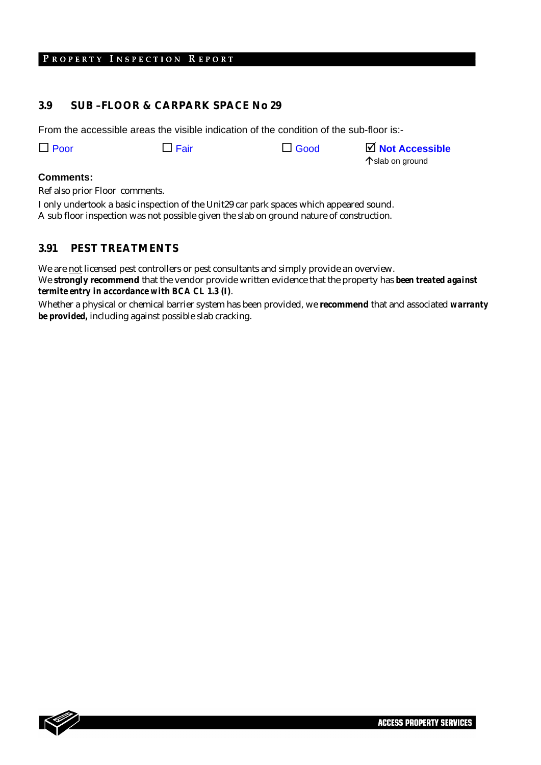## 3.9 SUB –FLOOR & CARPARK SPACE No 29

From the accessible areas the visible indication of the condition of the sub-floor is:-

☐ Poor ☐ Fair ☐ Good ☑ **Not Accessible**
↑slab on ground

**Comments:**

Ref also prior Floor comments.

I only undertook a basic inspection of the Unit29 car park spaces which appeared sound.
A sub floor inspection was not possible given the slab on ground nature of construction.

## 3.91 PEST TREATMENTS

We are <u>not</u> licensed pest controllers or pest consultants and simply provide an overview.
We **strongly recommend** that the vendor provide written evidence that the property has ***been treated against termite entry in accordance with BCA CL 1.3 (I)***.
Whether a physical or chemical barrier system has been provided, we **recommend** that and associated ***warranty be provided,*** including against possible slab cracking.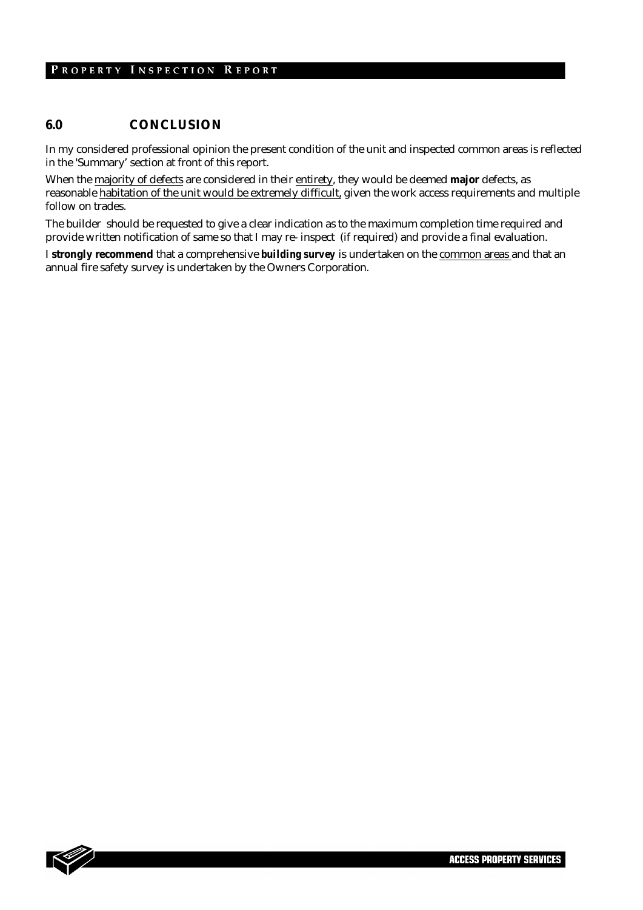## 6.0 CONCLUSION

In my considered professional opinion the present condition of the unit and inspected common areas is reflected in the 'Summary' section at front of this report.

When the majority of defects are considered in their entirety, they would be deemed **major** defects, as reasonable habitation of the unit would be extremely difficult, given the work access requirements and multiple follow on trades.

The builder should be requested to give a clear indication as to the maximum completion time required and provide written notification of same so that I may re- inspect (if required) and provide a final evaluation.

I **strongly recommend** that a comprehensive ***building survey*** is undertaken on the common areas and that an annual fire safety survey is undertaken by the Owners Corporation.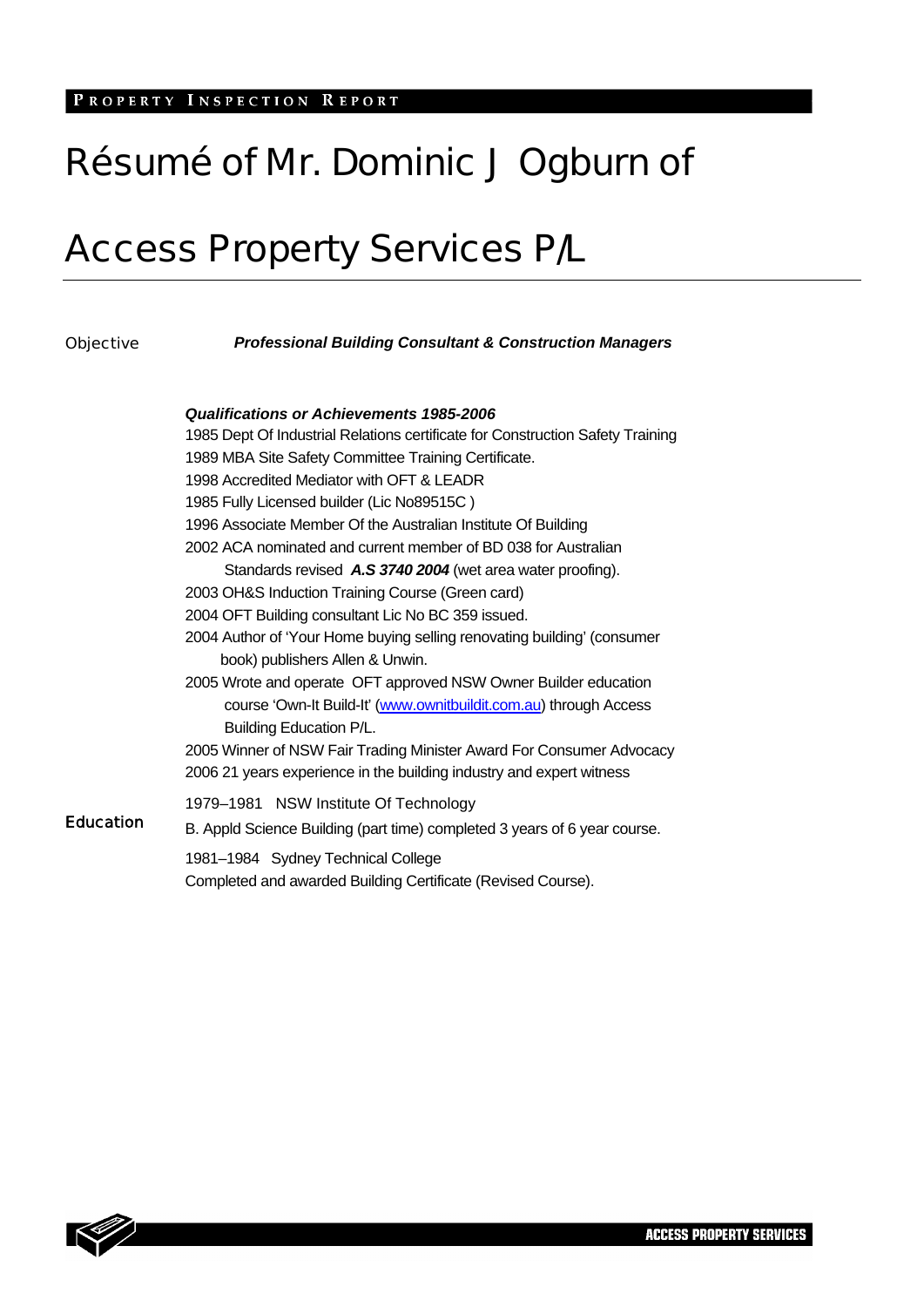# Résumé of Mr. Dominic J Ogburn of Access Property Services P/L

**Objective** ***Professional Building Consultant & Construction Managers***

***Qualifications or Achievements 1985-2006***

1985 Dept Of Industrial Relations certificate for Construction Safety Training
1989 MBA Site Safety Committee Training Certificate.
1998 Accredited Mediator with OFT & LEADR
1985 Fully Licensed builder (Lic No89515C )
1996 Associate Member Of the Australian Institute Of Building
2002 ACA nominated and current member of BD 038 for Australian Standards revised ***A.S 3740 2004*** (wet area water proofing).
2003 OH&S Induction Training Course (Green card)
2004 OFT Building consultant Lic No BC 359 issued.
2004 Author of 'Your Home buying selling renovating building' (consumer book) publishers Allen & Unwin.
2005 Wrote and operate OFT approved NSW Owner Builder education course 'Own-It Build-It' (www.ownitbuildit.com.au) through Access Building Education P/L.
2005 Winner of NSW Fair Trading Minister Award For Consumer Advocacy
2006 21 years experience in the building industry and expert witness

**Education**

1979–1981 NSW Institute Of Technology
B. Appld Science Building (part time) completed 3 years of 6 year course.

1981–1984 Sydney Technical College
Completed and awarded Building Certificate (Revised Course).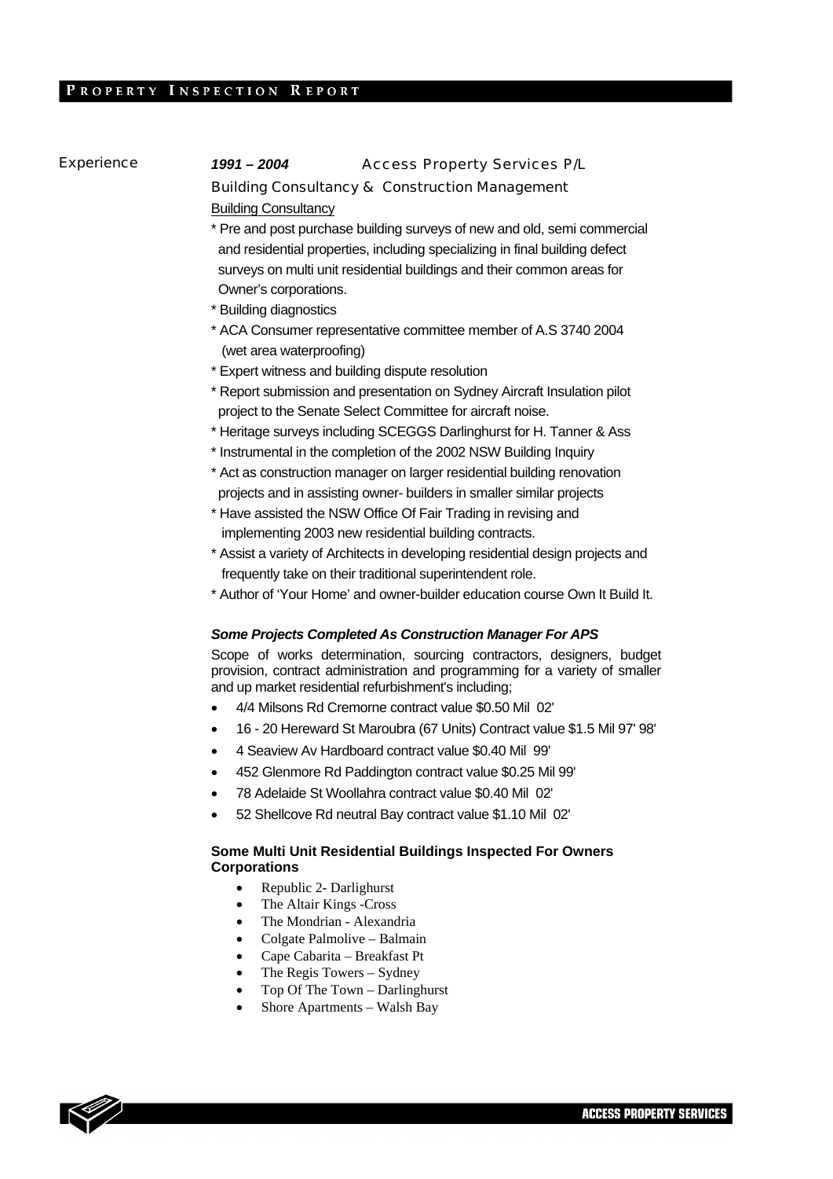Experience

***1991 – 2004*** Access Property Services P/L

Building Consultancy & Construction Management

Building Consultancy

* Pre and post purchase building surveys of new and old, semi commercial and residential properties, including specializing in final building defect surveys on multi unit residential buildings and their common areas for Owner's corporations.
* Building diagnostics
* ACA Consumer representative committee member of A.S 3740 2004 (wet area waterproofing)
* Expert witness and building dispute resolution
* Report submission and presentation on Sydney Aircraft Insulation pilot project to the Senate Select Committee for aircraft noise.
* Heritage surveys including SCEGGS Darlinghurst for H. Tanner & Ass
* Instrumental in the completion of the 2002 NSW Building Inquiry
* Act as construction manager on larger residential building renovation projects and in assisting owner- builders in smaller similar projects
* Have assisted the NSW Office Of Fair Trading in revising and implementing 2003 new residential building contracts.
* Assist a variety of Architects in developing residential design projects and frequently take on their traditional superintendent role.
* Author of 'Your Home' and owner-builder education course Own It Build It.

***Some Projects Completed As Construction Manager For APS***

Scope of works determination, sourcing contractors, designers, budget provision, contract administration and programming for a variety of smaller and up market residential refurbishment's including;

- 4/4 Milsons Rd Cremorne contract value $0.50 Mil 02'
- 16 - 20 Hereward St Maroubra (67 Units) Contract value $1.5 Mil 97' 98'
- 4 Seaview Av Hardboard contract value $0.40 Mil 99'
- 452 Glenmore Rd Paddington contract value $0.25 Mil 99'
- 78 Adelaide St Woollahra contract value $0.40 Mil 02'
- 52 Shellcove Rd neutral Bay contract value $1.10 Mil 02'

**Some Multi Unit Residential Buildings Inspected For Owners Corporations**

- Republic 2- Darlighurst
- The Altair Kings -Cross
- The Mondrian - Alexandria
- Colgate Palmolive – Balmain
- Cape Cabarita – Breakfast Pt
- The Regis Towers – Sydney
- Top Of The Town – Darlinghurst
- Shore Apartments – Walsh Bay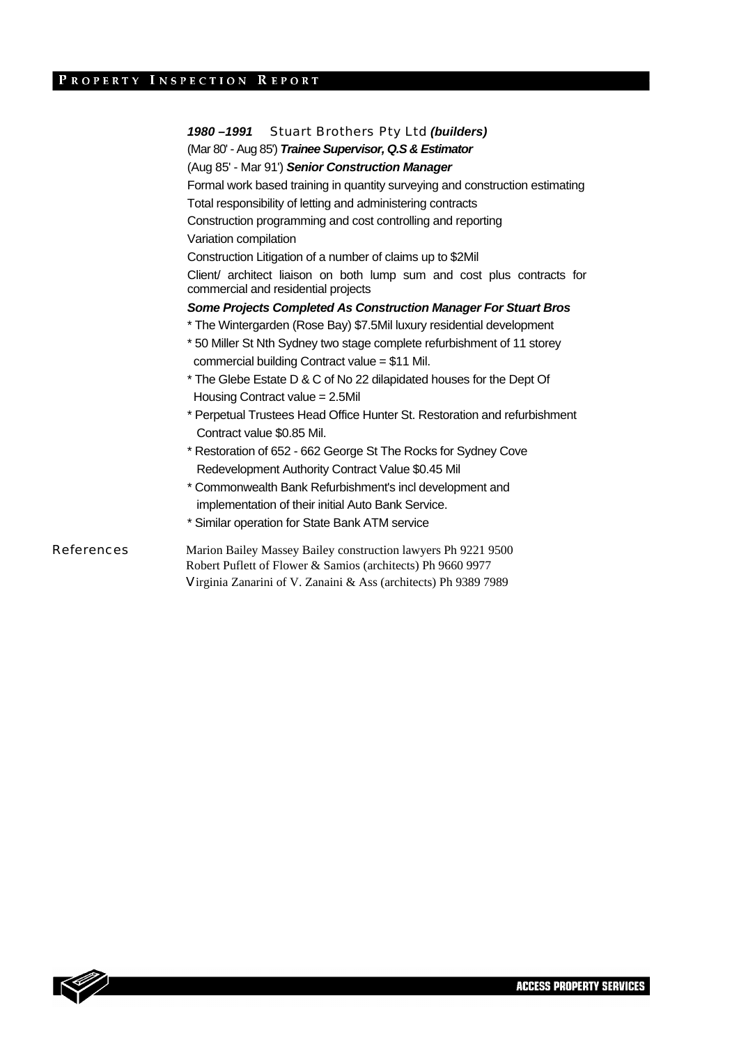***1980 –1991*** Stuart Brothers Pty Ltd ***(builders)***

(Mar 80' - Aug 85') ***Trainee Supervisor, Q.S & Estimator***

(Aug 85' - Mar 91') ***Senior Construction Manager***

Formal work based training in quantity surveying and construction estimating

Total responsibility of letting and administering contracts

Construction programming and cost controlling and reporting

Variation compilation

Construction Litigation of a number of claims up to $2Mil

Client/ architect liaison on both lump sum and cost plus contracts for commercial and residential projects

***Some Projects Completed As Construction Manager For Stuart Bros***

* The Wintergarden (Rose Bay) $7.5Mil luxury residential development
* 50 Miller St Nth Sydney two stage complete refurbishment of 11 storey commercial building Contract value = $11 Mil.
* The Glebe Estate D & C of No 22 dilapidated houses for the Dept Of Housing Contract value = 2.5Mil
* Perpetual Trustees Head Office Hunter St. Restoration and refurbishment Contract value $0.85 Mil.
* Restoration of 652 - 662 George St The Rocks for Sydney Cove Redevelopment Authority Contract Value $0.45 Mil
* Commonwealth Bank Refurbishment's incl development and implementation of their initial Auto Bank Service.
* Similar operation for State Bank ATM service

References

Marion Bailey Massey Bailey construction lawyers Ph 9221 9500
Robert Puflett of Flower & Samios (architects) Ph 9660 9977
Virginia Zanarini of V. Zanaini & Ass (architects) Ph 9389 7989